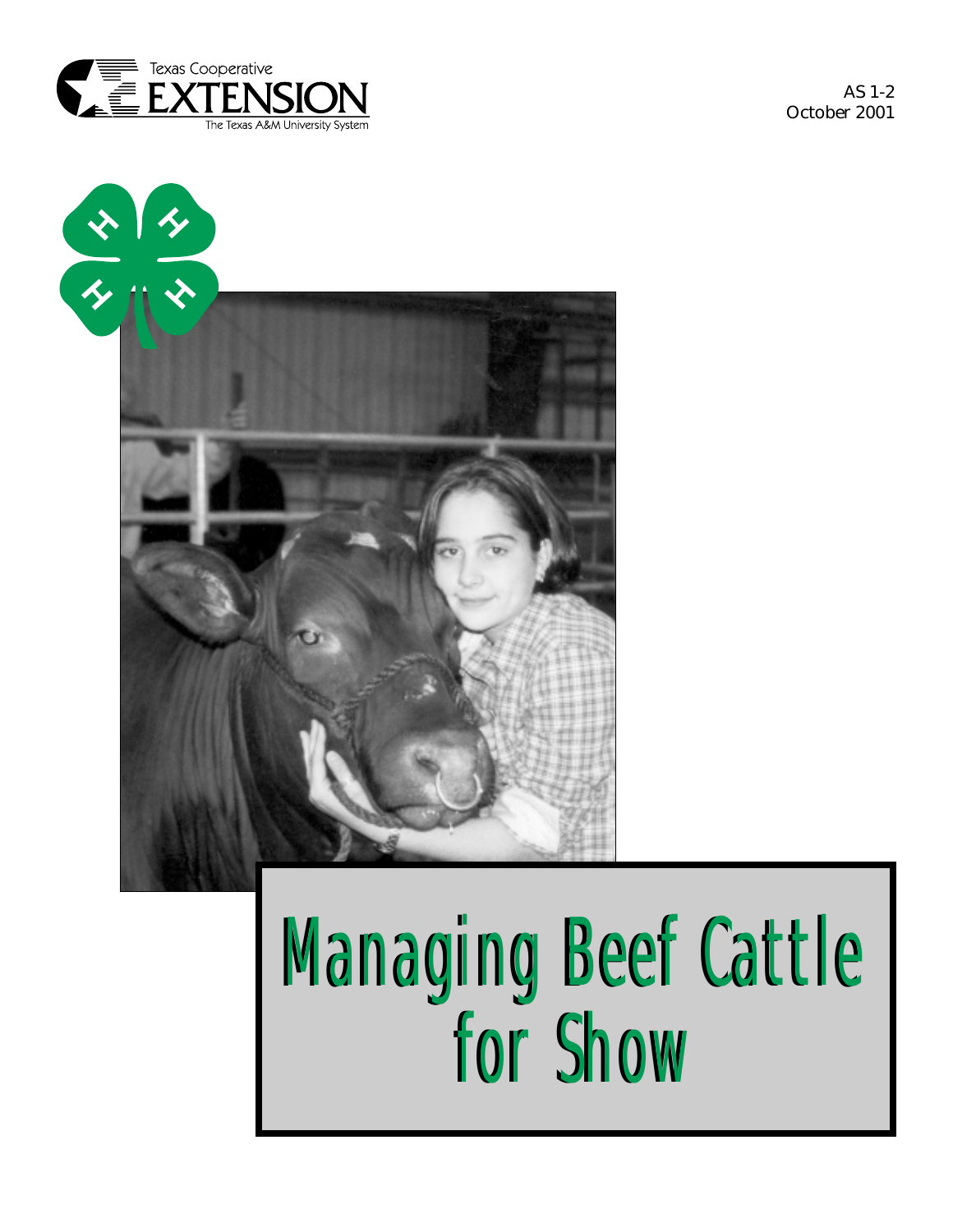Texas Cooperative Extension

The Texas A&M University System

AS 1-2
October 2001

# Managing Beef Cattle for Show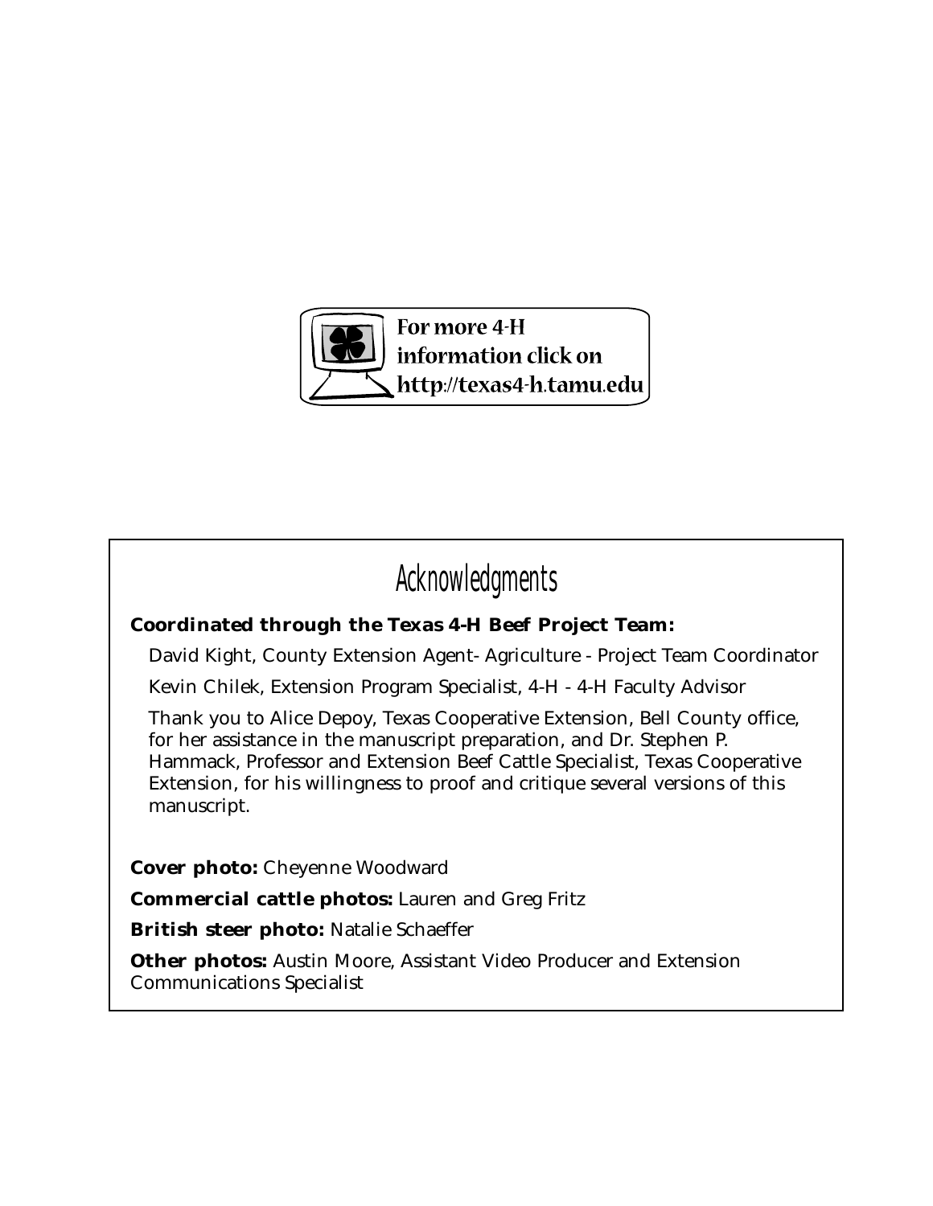For more 4-H information click on http://texas4-h.tamu.edu

## Acknowledgments

**Coordinated through the Texas 4-H Beef Project Team:**

David Kight, County Extension Agent- Agriculture - Project Team Coordinator

Kevin Chilek, Extension Program Specialist, 4-H - 4-H Faculty Advisor

Thank you to Alice Depoy, Texas Cooperative Extension, Bell County office, for her assistance in the manuscript preparation, and Dr. Stephen P. Hammack, Professor and Extension Beef Cattle Specialist, Texas Cooperative Extension, for his willingness to proof and critique several versions of this manuscript.

**Cover photo:** Cheyenne Woodward

**Commercial cattle photos:** Lauren and Greg Fritz

**British steer photo:** Natalie Schaeffer

**Other photos:** Austin Moore, Assistant Video Producer and Extension Communications Specialist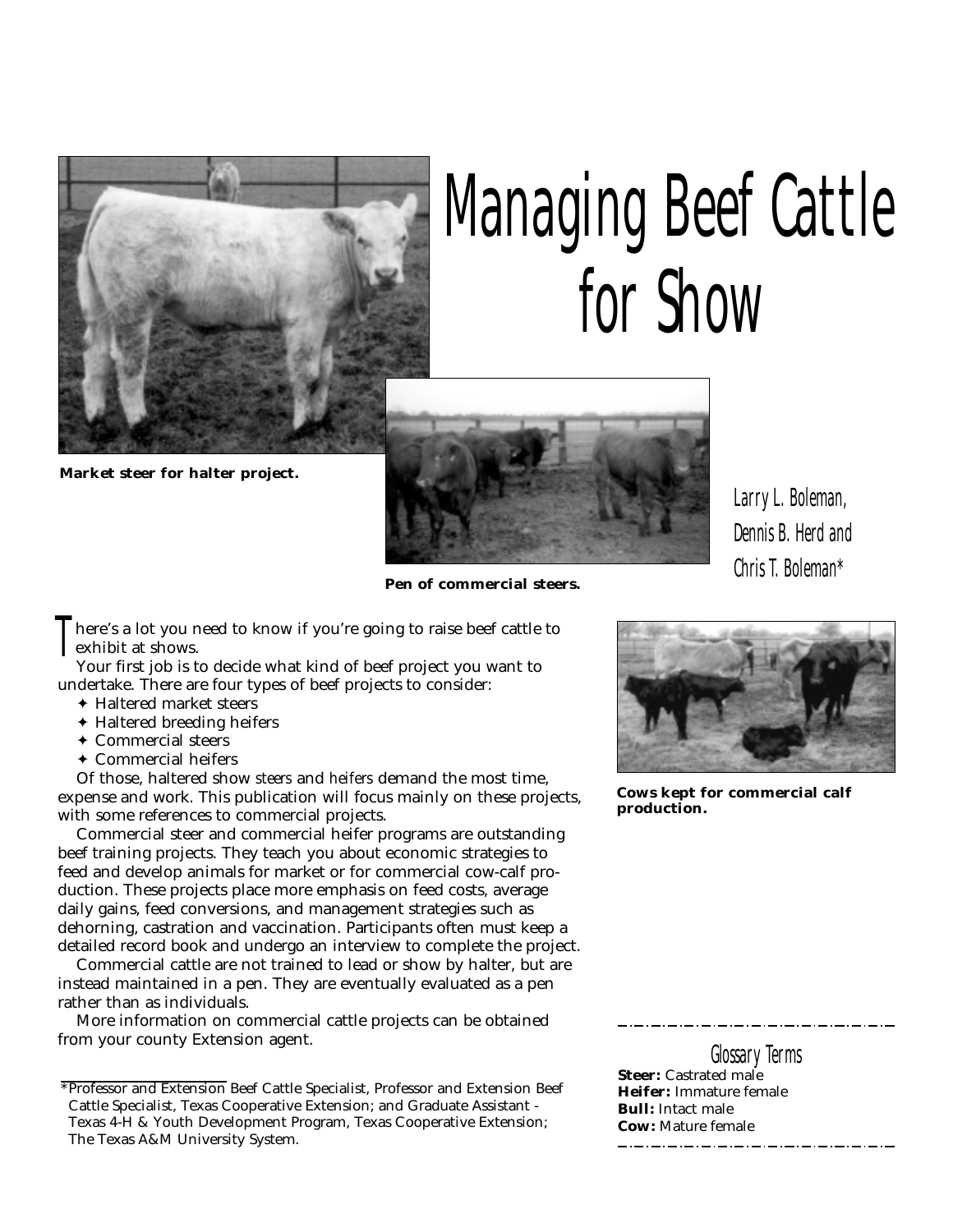# Managing Beef Cattle for Show

Market steer for halter project.

Pen of commercial steers.

Larry L. Boleman, Dennis B. Herd and Chris T. Boleman*

There's a lot you need to know if you're going to raise beef cattle to exhibit at shows.

Your first job is to decide what kind of beef project you want to undertake. There are four types of beef projects to consider:

- Haltered market steers
- Haltered breeding heifers
- Commercial steers
- Commercial heifers

Of those, haltered show *steers* and *heifers* demand the most time, expense and work. This publication will focus mainly on these projects, with some references to commercial projects.

Commercial steer and commercial heifer programs are outstanding beef training projects. They teach you about economic strategies to feed and develop animals for market or for commercial cow-calf production. These projects place more emphasis on feed costs, average daily gains, feed conversions, and management strategies such as dehorning, castration and vaccination. Participants often must keep a detailed record book and undergo an interview to complete the project.

Commercial cattle are not trained to lead or show by halter, but are instead maintained in a pen. They are eventually evaluated as a pen rather than as individuals.

More information on commercial cattle projects can be obtained from your county Extension agent.

\*Professor and Extension Beef Cattle Specialist, Professor and Extension Beef Cattle Specialist, Texas Cooperative Extension; and Graduate Assistant - Texas 4-H & Youth Development Program, Texas Cooperative Extension; The Texas A&M University System.

**Cows kept for commercial calf production.**

## Glossary Terms

**Steer:** Castrated male
**Heifer:** Immature female
**Bull:** Intact male
**Cow:** Mature female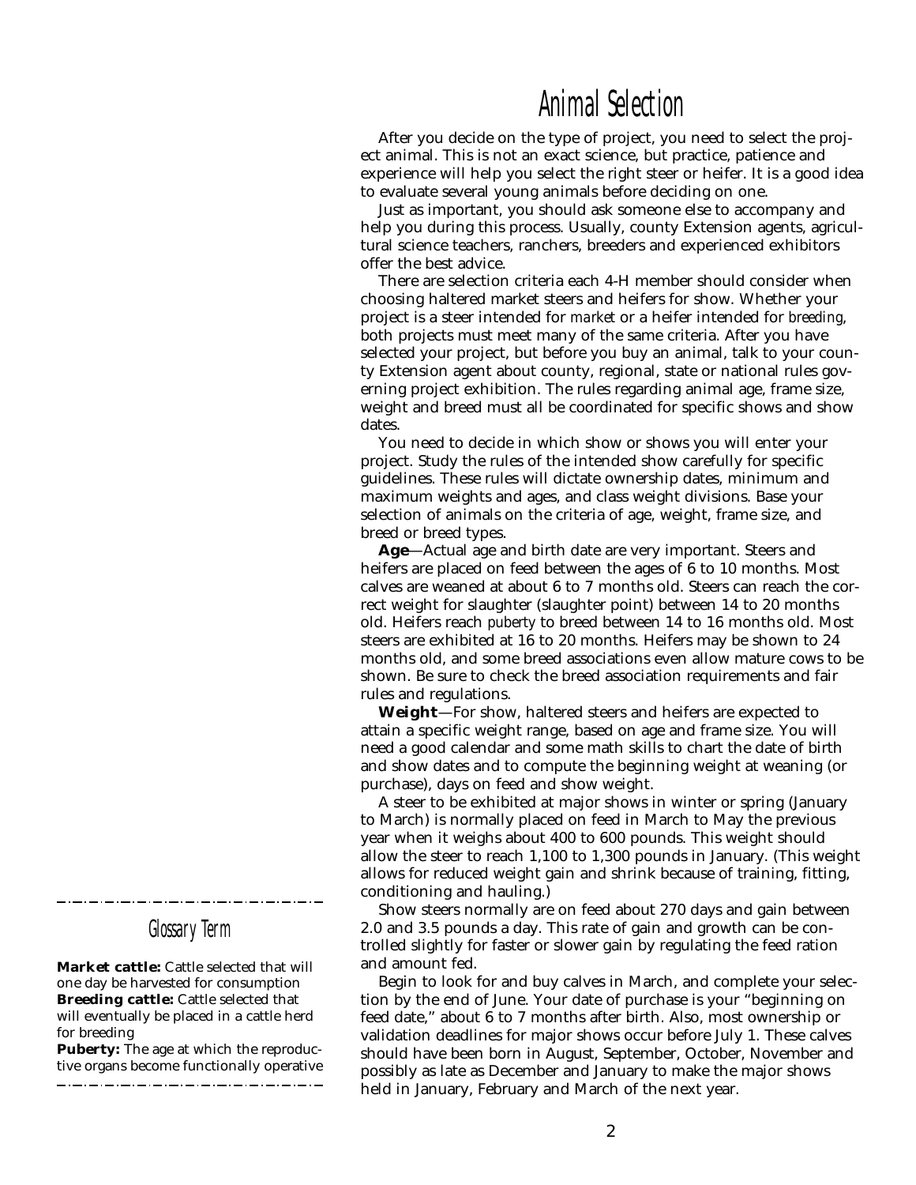# Animal Selection

After you decide on the type of project, you need to select the project animal. This is not an exact science, but practice, patience and experience will help you select the right steer or heifer. It is a good idea to evaluate several young animals before deciding on one.

Just as important, you should ask someone else to accompany and help you during this process. Usually, county Extension agents, agricultural science teachers, ranchers, breeders and experienced exhibitors offer the best advice.

There are selection criteria each 4-H member should consider when choosing haltered market steers and heifers for show. Whether your project is a steer intended for *market* or a heifer intended for *breeding*, both projects must meet many of the same criteria. After you have selected your project, but before you buy an animal, talk to your county Extension agent about county, regional, state or national rules governing project exhibition. The rules regarding animal age, frame size, weight and breed must all be coordinated for specific shows and show dates.

You need to decide in which show or shows you will enter your project. Study the rules of the intended show carefully for specific guidelines. These rules will dictate ownership dates, minimum and maximum weights and ages, and class weight divisions. Base your selection of animals on the criteria of age, weight, frame size, and breed or breed types.

**Age**—Actual age and birth date are very important. Steers and heifers are placed on feed between the ages of 6 to 10 months. Most calves are weaned at about 6 to 7 months old. Steers can reach the correct weight for slaughter (slaughter point) between 14 to 20 months old. Heifers reach *puberty* to breed between 14 to 16 months old. Most steers are exhibited at 16 to 20 months. Heifers may be shown to 24 months old, and some breed associations even allow mature cows to be shown. Be sure to check the breed association requirements and fair rules and regulations.

**Weight**—For show, haltered steers and heifers are expected to attain a specific weight range, based on age and frame size. You will need a good calendar and some math skills to chart the date of birth and show dates and to compute the beginning weight at weaning (or purchase), days on feed and show weight.

A steer to be exhibited at major shows in winter or spring (January to March) is normally placed on feed in March to May the previous year when it weighs about 400 to 600 pounds. This weight should allow the steer to reach 1,100 to 1,300 pounds in January. (This weight allows for reduced weight gain and shrink because of training, fitting, conditioning and hauling.)

Show steers normally are on feed about 270 days and gain between 2.0 and 3.5 pounds a day. This rate of gain and growth can be controlled slightly for faster or slower gain by regulating the feed ration and amount fed.

Begin to look for and buy calves in March, and complete your selection by the end of June. Your date of purchase is your "beginning on feed date," about 6 to 7 months after birth. Also, most ownership or validation deadlines for major shows occur before July 1. These calves should have been born in August, September, October, November and possibly as late as December and January to make the major shows held in January, February and March of the next year.

### Glossary Term

**Market cattle:** Cattle selected that will one day be harvested for consumption
**Breeding cattle:** Cattle selected that will eventually be placed in a cattle herd for breeding
**Puberty:** The age at which the reproductive organs become functionally operative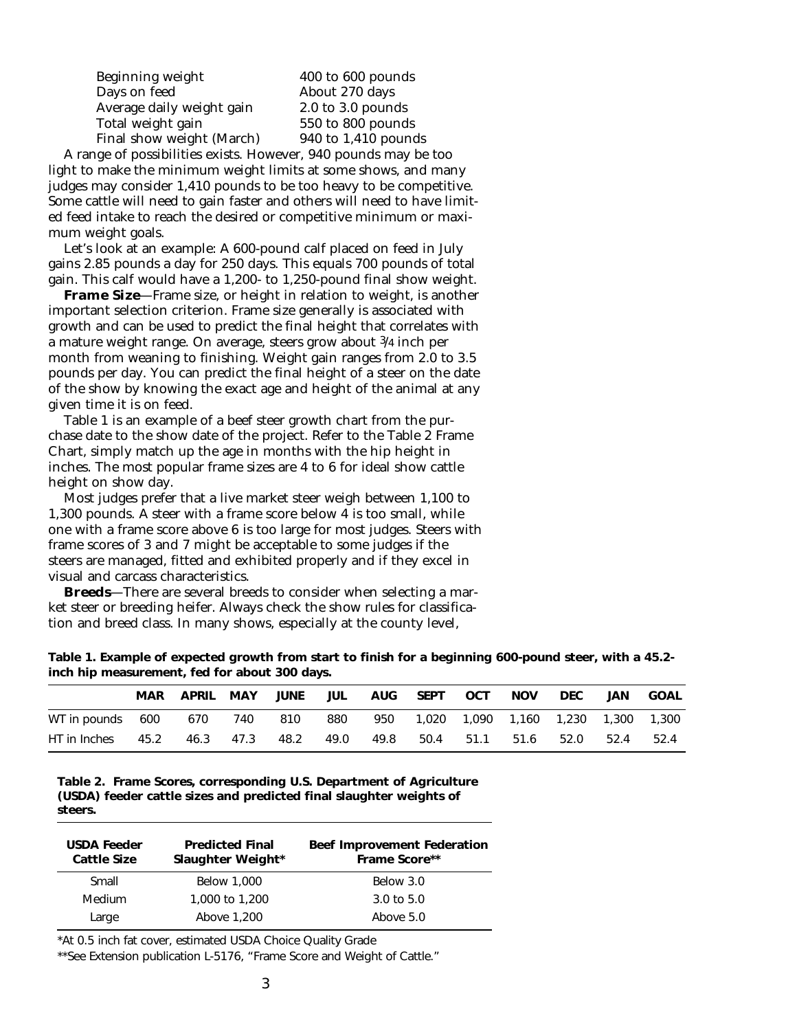| | |
|---|---|
| Beginning weight | 400 to 600 pounds |
| Days on feed | About 270 days |
| Average daily weight gain | 2.0 to 3.0 pounds |
| Total weight gain | 550 to 800 pounds |
| Final show weight (March) | 940 to 1,410 pounds |

A range of possibilities exists. However, 940 pounds may be too light to make the minimum weight limits at some shows, and many judges may consider 1,410 pounds to be too heavy to be competitive. Some cattle will need to gain faster and others will need to have limited feed intake to reach the desired or competitive minimum or maximum weight goals.

Let's look at an example: A 600-pound calf placed on feed in July gains 2.85 pounds a day for 250 days. This equals 700 pounds of total gain. This calf would have a 1,200- to 1,250-pound final show weight.

**Frame Size**—Frame size, or height in relation to weight, is another important selection criterion. Frame size generally is associated with growth and can be used to predict the final height that correlates with a mature weight range. On average, steers grow about 3/4 inch per month from weaning to finishing. Weight gain ranges from 2.0 to 3.5 pounds per day. You can predict the final height of a steer on the date of the show by knowing the exact age and height of the animal at any given time it is on feed.

Table 1 is an example of a beef steer growth chart from the purchase date to the show date of the project. Refer to the Table 2 Frame Chart, simply match up the age in months with the hip height in inches. The most popular frame sizes are 4 to 6 for ideal show cattle height on show day.

Most judges prefer that a live market steer weigh between 1,100 to 1,300 pounds. A steer with a frame score below 4 is too small, while one with a frame score above 6 is too large for most judges. Steers with frame scores of 3 and 7 might be acceptable to some judges if the steers are managed, fitted and exhibited properly and if they excel in visual and carcass characteristics.

**Breeds**—There are several breeds to consider when selecting a market steer or breeding heifer. Always check the show rules for classification and breed class. In many shows, especially at the county level,

**Table 1. Example of expected growth from start to finish for a beginning 600-pound steer, with a 45.2-inch hip measurement, fed for about 300 days.**

| | MAR | APRIL | MAY | JUNE | JUL | AUG | SEPT | OCT | NOV | DEC | JAN | GOAL |
|---|---|---|---|---|---|---|---|---|---|---|---|---|
| WT in pounds | 600 | 670 | 740 | 810 | 880 | 950 | 1,020 | 1,090 | 1,160 | 1,230 | 1,300 | 1,300 |
| HT in Inches | 45.2 | 46.3 | 47.3 | 48.2 | 49.0 | 49.8 | 50.4 | 51.1 | 51.6 | 52.0 | 52.4 | 52.4 |

**Table 2. Frame Scores, corresponding U.S. Department of Agriculture (USDA) feeder cattle sizes and predicted final slaughter weights of steers.**

| USDA Feeder Cattle Size | Predicted Final Slaughter Weight* | Beef Improvement Federation Frame Score** |
|---|---|---|
| Small | Below 1,000 | Below 3.0 |
| Medium | 1,000 to 1,200 | 3.0 to 5.0 |
| Large | Above 1,200 | Above 5.0 |

*At 0.5 inch fat cover, estimated USDA Choice Quality Grade

**See Extension publication L-5176, "Frame Score and Weight of Cattle."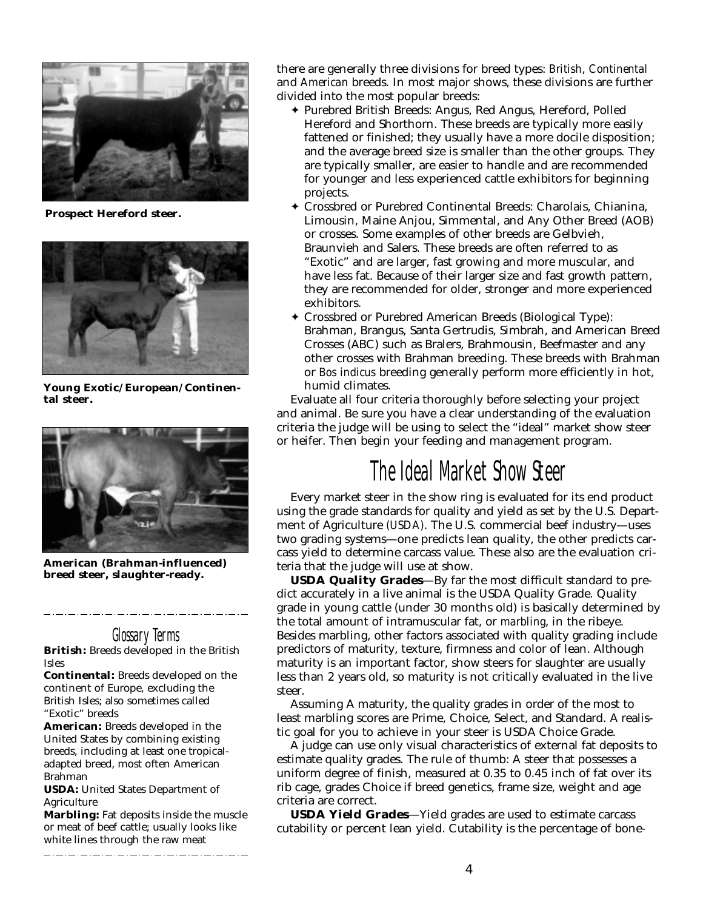there are generally three divisions for breed types: *British*, *Continental* and *American* breeds. In most major shows, these divisions are further divided into the most popular breeds:

- Purebred British Breeds: Angus, Red Angus, Hereford, Polled Hereford and Shorthorn. These breeds are typically more easily fattened or finished; they usually have a more docile disposition; and the average breed size is smaller than the other groups. They are typically smaller, are easier to handle and are recommended for younger and less experienced cattle exhibitors for beginning projects.
- Crossbred or Purebred Continental Breeds: Charolais, Chianina, Limousin, Maine Anjou, Simmental, and Any Other Breed (AOB) or crosses. Some examples of other breeds are Gelbvieh, Braunvieh and Salers. These breeds are often referred to as "Exotic" and are larger, fast growing and more muscular, and have less fat. Because of their larger size and fast growth pattern, they are recommended for older, stronger and more experienced exhibitors.
- Crossbred or Purebred American Breeds (Biological Type): Brahman, Brangus, Santa Gertrudis, Simbrah, and American Breed Crosses (ABC) such as Bralers, Brahmousin, Beefmaster and any other crosses with Brahman breeding. These breeds with Brahman or *Bos indicus* breeding generally perform more efficiently in hot, humid climates.

Evaluate all four criteria thoroughly before selecting your project and animal. Be sure you have a clear understanding of the evaluation criteria the judge will be using to select the "ideal" market show steer or heifer. Then begin your feeding and management program.

**Prospect Hereford steer.**

**Young Exotic/European/Continental steer.**

**American (Brahman-influenced) breed steer, slaughter-ready.**

## The Ideal Market Show Steer

Every market steer in the show ring is evaluated for its end product using the grade standards for quality and yield as set by the U.S. Department of Agriculture (*USDA*). The U.S. commercial beef industry—uses two grading systems—one predicts lean quality, the other predicts carcass yield to determine carcass value. These also are the evaluation criteria that the judge will use at show.

**USDA Quality Grades**—By far the most difficult standard to predict accurately in a live animal is the USDA Quality Grade. Quality grade in young cattle (under 30 months old) is basically determined by the total amount of intramuscular fat, or *marbling*, in the ribeye. Besides marbling, other factors associated with quality grading include predictors of maturity, texture, firmness and color of lean. Although maturity is an important factor, show steers for slaughter are usually less than 2 years old, so maturity is not critically evaluated in the live steer.

Assuming A maturity, the quality grades in order of the most to least marbling scores are Prime, Choice, Select, and Standard. A realistic goal for you to achieve in your steer is USDA Choice Grade.

A judge can use only visual characteristics of external fat deposits to estimate quality grades. The rule of thumb: A steer that possesses a uniform degree of finish, measured at 0.35 to 0.45 inch of fat over its rib cage, grades Choice if breed genetics, frame size, weight and age criteria are correct.

**USDA Yield Grades**—Yield grades are used to estimate carcass cutability or percent lean yield. Cutability is the percentage of bone-

### Glossary Terms

**British:** Breeds developed in the British Isles

**Continental:** Breeds developed on the continent of Europe, excluding the British Isles; also sometimes called "Exotic" breeds

**American:** Breeds developed in the United States by combining existing breeds, including at least one tropical-adapted breed, most often American Brahman

**USDA:** United States Department of Agriculture

**Marbling:** Fat deposits inside the muscle or meat of beef cattle; usually looks like white lines through the raw meat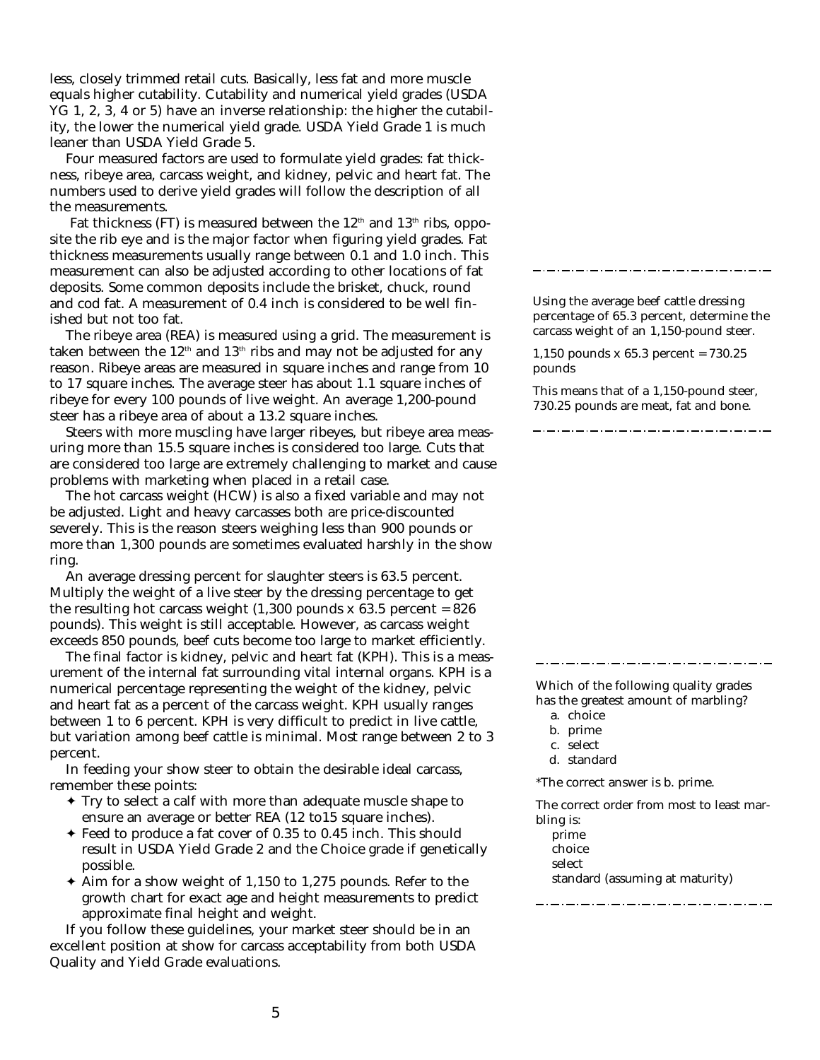less, closely trimmed retail cuts. Basically, less fat and more muscle equals higher cutability. Cutability and numerical yield grades (USDA YG 1, 2, 3, 4 or 5) have an inverse relationship: the higher the cutability, the lower the numerical yield grade. USDA Yield Grade 1 is much leaner than USDA Yield Grade 5.

Four measured factors are used to formulate yield grades: fat thickness, ribeye area, carcass weight, and kidney, pelvic and heart fat. The numbers used to derive yield grades will follow the description of all the measurements.

Fat thickness (FT) is measured between the 12th and 13th ribs, opposite the rib eye and is the major factor when figuring yield grades. Fat thickness measurements usually range between 0.1 and 1.0 inch. This measurement can also be adjusted according to other locations of fat deposits. Some common deposits include the brisket, chuck, round and cod fat. A measurement of 0.4 inch is considered to be well finished but not too fat.

The ribeye area (REA) is measured using a grid. The measurement is taken between the 12th and 13th ribs and may not be adjusted for any reason. Ribeye areas are measured in square inches and range from 10 to 17 square inches. The average steer has about 1.1 square inches of ribeye for every 100 pounds of live weight. An average 1,200-pound steer has a ribeye area of about a 13.2 square inches.

Steers with more muscling have larger ribeyes, but ribeye area measuring more than 15.5 square inches is considered too large. Cuts that are considered too large are extremely challenging to market and cause problems with marketing when placed in a retail case.

The hot carcass weight (HCW) is also a fixed variable and may not be adjusted. Light and heavy carcasses both are price-discounted severely. This is the reason steers weighing less than 900 pounds or more than 1,300 pounds are sometimes evaluated harshly in the show ring.

An average dressing percent for slaughter steers is 63.5 percent. Multiply the weight of a live steer by the dressing percentage to get the resulting hot carcass weight (1,300 pounds x 63.5 percent = 826 pounds). This weight is still acceptable. However, as carcass weight exceeds 850 pounds, beef cuts become too large to market efficiently.

The final factor is kidney, pelvic and heart fat (KPH). This is a measurement of the internal fat surrounding vital internal organs. KPH is a numerical percentage representing the weight of the kidney, pelvic and heart fat as a percent of the carcass weight. KPH usually ranges between 1 to 6 percent. KPH is very difficult to predict in live cattle, but variation among beef cattle is minimal. Most range between 2 to 3 percent.

In feeding your show steer to obtain the desirable ideal carcass, remember these points:

- Try to select a calf with more than adequate muscle shape to ensure an average or better REA (12 to15 square inches).
- Feed to produce a fat cover of 0.35 to 0.45 inch. This should result in USDA Yield Grade 2 and the Choice grade if genetically possible.
- Aim for a show weight of 1,150 to 1,275 pounds. Refer to the growth chart for exact age and height measurements to predict approximate final height and weight.

If you follow these guidelines, your market steer should be in an excellent position at show for carcass acceptability from both USDA Quality and Yield Grade evaluations.

---

Using the average beef cattle dressing percentage of 65.3 percent, determine the carcass weight of an 1,150-pound steer.

1,150 pounds x 65.3 percent = 730.25 pounds

This means that of a 1,150-pound steer, 730.25 pounds are meat, fat and bone.

---

Which of the following quality grades has the greatest amount of marbling?

a. choice
b. prime
c. select
d. standard

*The correct answer is b. prime.

The correct order from most to least marbling is:

prime
choice
select
standard (assuming at maturity)

---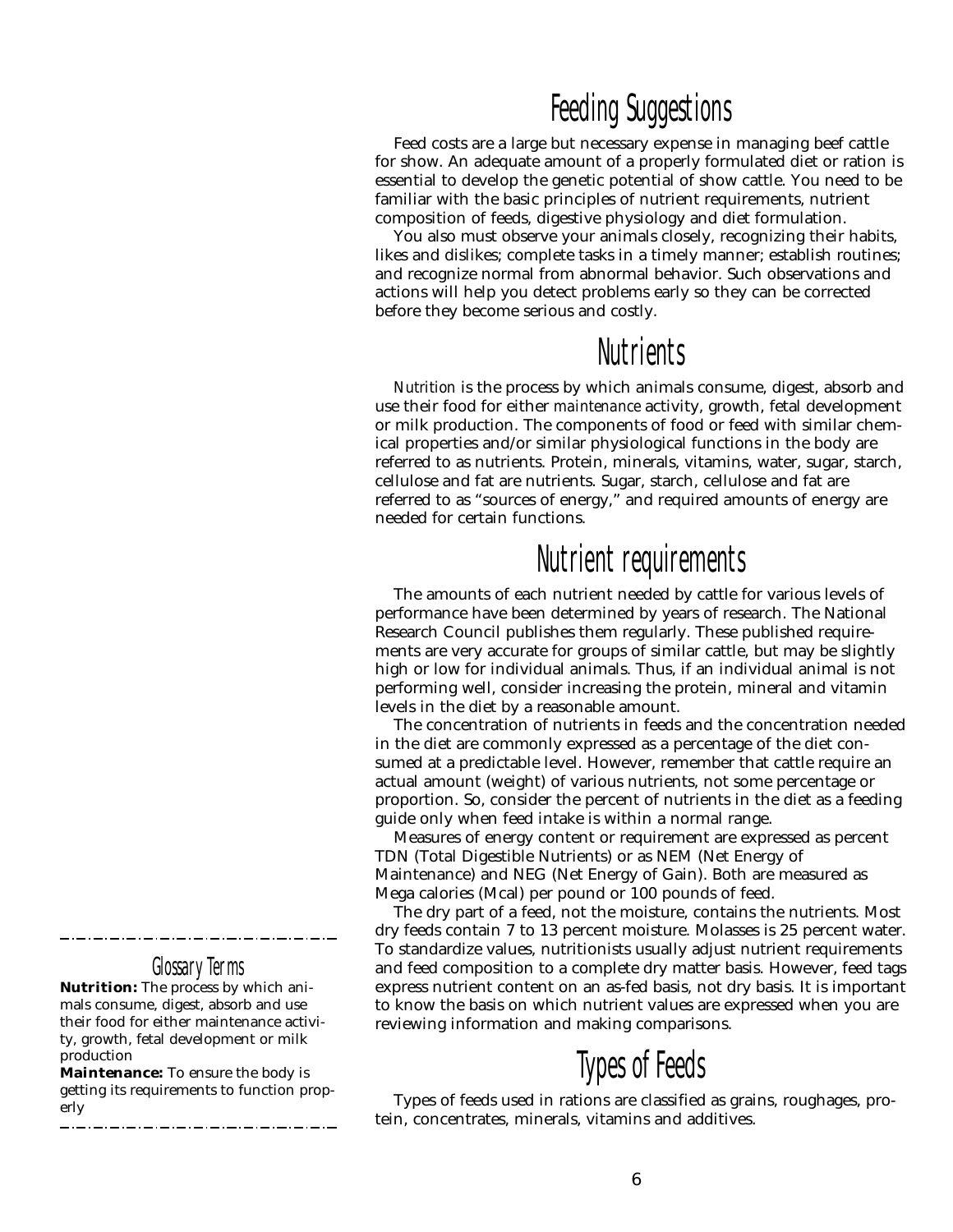# Feeding Suggestions

Feed costs are a large but necessary expense in managing beef cattle for show. An adequate amount of a properly formulated diet or ration is essential to develop the genetic potential of show cattle. You need to be familiar with the basic principles of nutrient requirements, nutrient composition of feeds, digestive physiology and diet formulation.

You also must observe your animals closely, recognizing their habits, likes and dislikes; complete tasks in a timely manner; establish routines; and recognize normal from abnormal behavior. Such observations and actions will help you detect problems early so they can be corrected before they become serious and costly.

# Nutrients

*Nutrition* is the process by which animals consume, digest, absorb and use their food for either *maintenance* activity, growth, fetal development or milk production. The components of food or feed with similar chemical properties and/or similar physiological functions in the body are referred to as nutrients. Protein, minerals, vitamins, water, sugar, starch, cellulose and fat are nutrients. Sugar, starch, cellulose and fat are referred to as "sources of energy," and required amounts of energy are needed for certain functions.

# Nutrient requirements

The amounts of each nutrient needed by cattle for various levels of performance have been determined by years of research. The National Research Council publishes them regularly. These published requirements are very accurate for groups of similar cattle, but may be slightly high or low for individual animals. Thus, if an individual animal is not performing well, consider increasing the protein, mineral and vitamin levels in the diet by a reasonable amount.

The concentration of nutrients in feeds and the concentration needed in the diet are commonly expressed as a percentage of the diet consumed at a predictable level. However, remember that cattle require an actual amount (weight) of various nutrients, not some percentage or proportion. So, consider the percent of nutrients in the diet as a feeding guide only when feed intake is within a normal range.

Measures of energy content or requirement are expressed as percent TDN (Total Digestible Nutrients) or as NEM (Net Energy of Maintenance) and NEG (Net Energy of Gain). Both are measured as Mega calories (Mcal) per pound or 100 pounds of feed.

The dry part of a feed, not the moisture, contains the nutrients. Most dry feeds contain 7 to 13 percent moisture. Molasses is 25 percent water. To standardize values, nutritionists usually adjust nutrient requirements and feed composition to a complete dry matter basis. However, feed tags express nutrient content on an as-fed basis, not dry basis. It is important to know the basis on which nutrient values are expressed when you are reviewing information and making comparisons.

# Types of Feeds

Types of feeds used in rations are classified as grains, roughages, protein, concentrates, minerals, vitamins and additives.

---

### Glossary Terms

**Nutrition:** The process by which animals consume, digest, absorb and use their food for either maintenance activity, growth, fetal development or milk production

**Maintenance:** To ensure the body is getting its requirements to function properly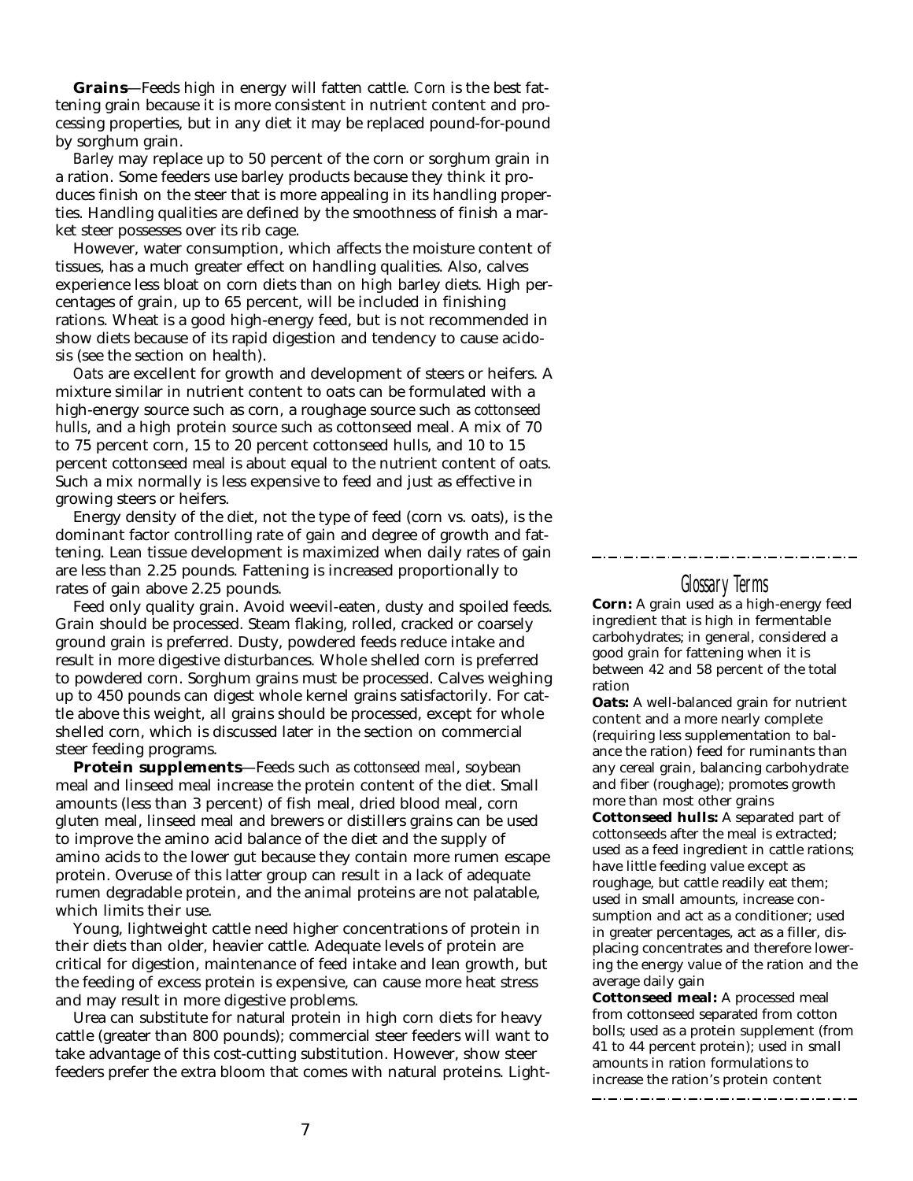**Grains**—Feeds high in energy will fatten cattle. *Corn* is the best fattening grain because it is more consistent in nutrient content and processing properties, but in any diet it may be replaced pound-for-pound by sorghum grain.

*Barley* may replace up to 50 percent of the corn or sorghum grain in a ration. Some feeders use barley products because they think it produces finish on the steer that is more appealing in its handling properties. Handling qualities are defined by the smoothness of finish a market steer possesses over its rib cage.

However, water consumption, which affects the moisture content of tissues, has a much greater effect on handling qualities. Also, calves experience less bloat on corn diets than on high barley diets. High percentages of grain, up to 65 percent, will be included in finishing rations. Wheat is a good high-energy feed, but is not recommended in show diets because of its rapid digestion and tendency to cause acidosis (see the section on health).

*Oats* are excellent for growth and development of steers or heifers. A mixture similar in nutrient content to oats can be formulated with a high-energy source such as corn, a roughage source such as *cottonseed hulls*, and a high protein source such as cottonseed meal. A mix of 70 to 75 percent corn, 15 to 20 percent cottonseed hulls, and 10 to 15 percent cottonseed meal is about equal to the nutrient content of oats. Such a mix normally is less expensive to feed and just as effective in growing steers or heifers.

Energy density of the diet, not the type of feed (corn vs. oats), is the dominant factor controlling rate of gain and degree of growth and fattening. Lean tissue development is maximized when daily rates of gain are less than 2.25 pounds. Fattening is increased proportionally to rates of gain above 2.25 pounds.

Feed only quality grain. Avoid weevil-eaten, dusty and spoiled feeds. Grain should be processed. Steam flaking, rolled, cracked or coarsely ground grain is preferred. Dusty, powdered feeds reduce intake and result in more digestive disturbances. Whole shelled corn is preferred to powdered corn. Sorghum grains must be processed. Calves weighing up to 450 pounds can digest whole kernel grains satisfactorily. For cattle above this weight, all grains should be processed, except for whole shelled corn, which is discussed later in the section on commercial steer feeding programs.

**Protein supplements**—Feeds such as *cottonseed meal*, soybean meal and linseed meal increase the protein content of the diet. Small amounts (less than 3 percent) of fish meal, dried blood meal, corn gluten meal, linseed meal and brewers or distillers grains can be used to improve the amino acid balance of the diet and the supply of amino acids to the lower gut because they contain more rumen escape protein. Overuse of this latter group can result in a lack of adequate rumen degradable protein, and the animal proteins are not palatable, which limits their use.

Young, lightweight cattle need higher concentrations of protein in their diets than older, heavier cattle. Adequate levels of protein are critical for digestion, maintenance of feed intake and lean growth, but the feeding of excess protein is expensive, can cause more heat stress and may result in more digestive problems.

Urea can substitute for natural protein in high corn diets for heavy cattle (greater than 800 pounds); commercial steer feeders will want to take advantage of this cost-cutting substitution. However, show steer feeders prefer the extra bloom that comes with natural proteins. Light-

### Glossary Terms

**Corn:** A grain used as a high-energy feed ingredient that is high in fermentable carbohydrates; in general, considered a good grain for fattening when it is between 42 and 58 percent of the total ration

**Oats:** A well-balanced grain for nutrient content and a more nearly complete (requiring less supplementation to balance the ration) feed for ruminants than any cereal grain, balancing carbohydrate and fiber (roughage); promotes growth more than most other grains

**Cottonseed hulls:** A separated part of cottonseeds after the meal is extracted; used as a feed ingredient in cattle rations; have little feeding value except as roughage, but cattle readily eat them; used in small amounts, increase consumption and act as a conditioner; used in greater percentages, act as a filler, displacing concentrates and therefore lowering the energy value of the ration and the average daily gain

**Cottonseed meal:** A processed meal from cottonseed separated from cotton bolls; used as a protein supplement (from 41 to 44 percent protein); used in small amounts in ration formulations to increase the ration's protein content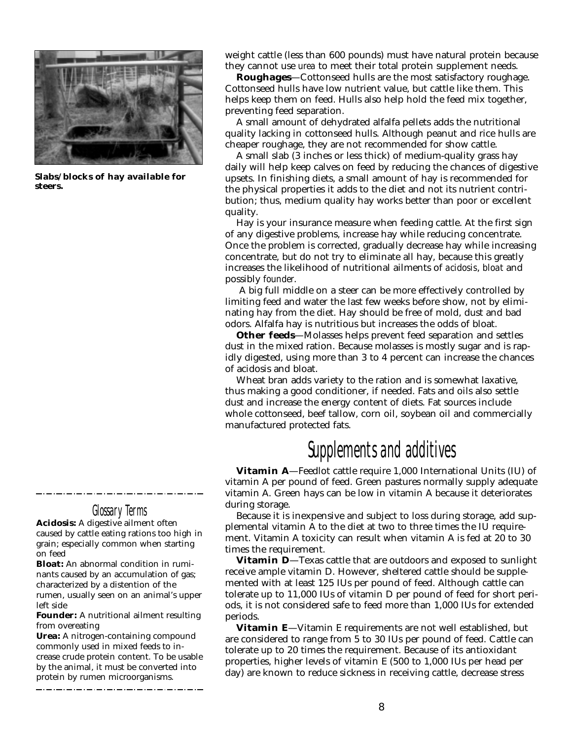Slabs/blocks of hay available for steers.

weight cattle (less than 600 pounds) must have natural protein because they cannot use *urea* to meet their total protein supplement needs.

**Roughages**—Cottonseed hulls are the most satisfactory roughage. Cottonseed hulls have low nutrient value, but cattle like them. This helps keep them on feed. Hulls also help hold the feed mix together, preventing feed separation.

A small amount of dehydrated alfalfa pellets adds the nutritional quality lacking in cottonseed hulls. Although peanut and rice hulls are cheaper roughage, they are not recommended for show cattle.

A small slab (3 inches or less thick) of medium-quality grass hay daily will help keep calves on feed by reducing the chances of digestive upsets. In finishing diets, a small amount of hay is recommended for the physical properties it adds to the diet and not its nutrient contribution; thus, medium quality hay works better than poor or excellent quality.

Hay is your insurance measure when feeding cattle. At the first sign of any digestive problems, increase hay while reducing concentrate. Once the problem is corrected, gradually decrease hay while increasing concentrate, but do not try to eliminate all hay, because this greatly increases the likelihood of nutritional ailments of *acidosis*, *bloat* and possibly *founder*.

A big full middle on a steer can be more effectively controlled by limiting feed and water the last few weeks before show, not by eliminating hay from the diet. Hay should be free of mold, dust and bad odors. Alfalfa hay is nutritious but increases the odds of bloat.

**Other feeds**—Molasses helps prevent feed separation and settles dust in the mixed ration. Because molasses is mostly sugar and is rapidly digested, using more than 3 to 4 percent can increase the chances of acidosis and bloat.

Wheat bran adds variety to the ration and is somewhat laxative, thus making a good conditioner, if needed. Fats and oils also settle dust and increase the energy content of diets. Fat sources include whole cottonseed, beef tallow, corn oil, soybean oil and commercially manufactured protected fats.

## Supplements and additives

**Vitamin A**—Feedlot cattle require 1,000 International Units (IU) of vitamin A per pound of feed. Green pastures normally supply adequate vitamin A. Green hays can be low in vitamin A because it deteriorates during storage.

Because it is inexpensive and subject to loss during storage, add supplemental vitamin A to the diet at two to three times the IU requirement. Vitamin A toxicity can result when vitamin A is fed at 20 to 30 times the requirement.

**Vitamin D**—Texas cattle that are outdoors and exposed to sunlight receive ample vitamin D. However, sheltered cattle should be supplemented with at least 125 IUs per pound of feed. Although cattle can tolerate up to 11,000 IUs of vitamin D per pound of feed for short periods, it is not considered safe to feed more than 1,000 IUs for extended periods.

**Vitamin E**—Vitamin E requirements are not well established, but are considered to range from 5 to 30 IUs per pound of feed. Cattle can tolerate up to 20 times the requirement. Because of its antioxidant properties, higher levels of vitamin E (500 to 1,000 IUs per head per day) are known to reduce sickness in receiving cattle, decrease stress

### Glossary Terms

**Acidosis:** A digestive ailment often caused by cattle eating rations too high in grain; especially common when starting on feed

**Bloat:** An abnormal condition in ruminants caused by an accumulation of gas; characterized by a distention of the rumen, usually seen on an animal's upper left side

**Founder:** A nutritional ailment resulting from overeating

**Urea:** A nitrogen-containing compound commonly used in mixed feeds to increase crude protein content. To be usable by the animal, it must be converted into protein by rumen microorganisms.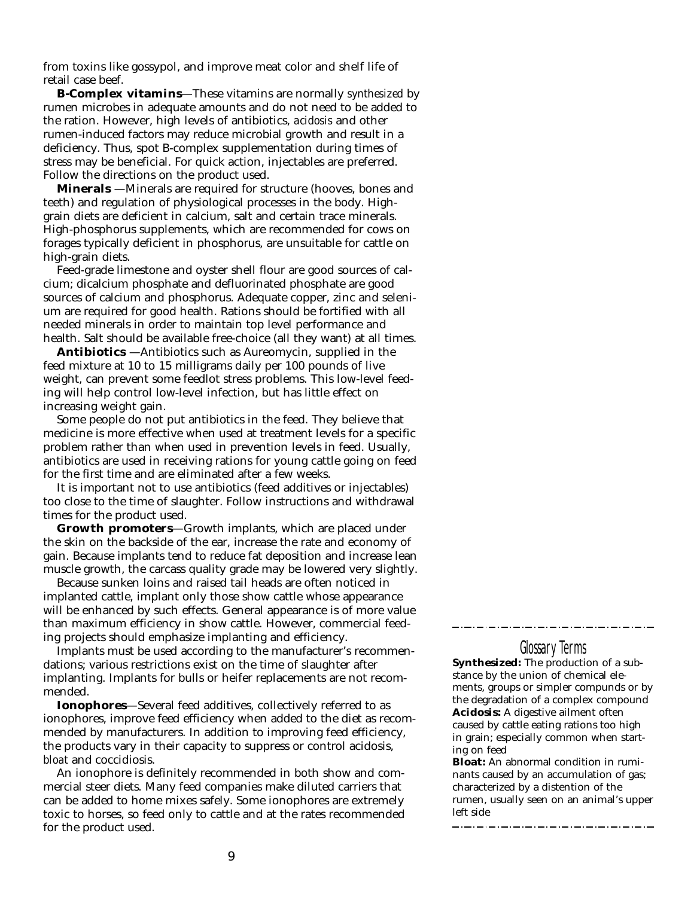from toxins like gossypol, and improve meat color and shelf life of retail case beef.

**B-Complex vitamins**—These vitamins are normally *synthesized* by rumen microbes in adequate amounts and do not need to be added to the ration. However, high levels of antibiotics, *acidosis* and other rumen-induced factors may reduce microbial growth and result in a deficiency. Thus, spot B-complex supplementation during times of stress may be beneficial. For quick action, injectables are preferred. Follow the directions on the product used.

**Minerals** —Minerals are required for structure (hooves, bones and teeth) and regulation of physiological processes in the body. High-grain diets are deficient in calcium, salt and certain trace minerals. High-phosphorus supplements, which are recommended for cows on forages typically deficient in phosphorus, are unsuitable for cattle on high-grain diets.

Feed-grade limestone and oyster shell flour are good sources of calcium; dicalcium phosphate and defluorinated phosphate are good sources of calcium and phosphorus. Adequate copper, zinc and selenium are required for good health. Rations should be fortified with all needed minerals in order to maintain top level performance and health. Salt should be available free-choice (all they want) at all times.

**Antibiotics** —Antibiotics such as Aureomycin, supplied in the feed mixture at 10 to 15 milligrams daily per 100 pounds of live weight, can prevent some feedlot stress problems. This low-level feeding will help control low-level infection, but has little effect on increasing weight gain.

Some people do not put antibiotics in the feed. They believe that medicine is more effective when used at treatment levels for a specific problem rather than when used in prevention levels in feed. Usually, antibiotics are used in receiving rations for young cattle going on feed for the first time and are eliminated after a few weeks.

It is important not to use antibiotics (feed additives or injectables) too close to the time of slaughter. Follow instructions and withdrawal times for the product used.

**Growth promoters**—Growth implants, which are placed under the skin on the backside of the ear, increase the rate and economy of gain. Because implants tend to reduce fat deposition and increase lean muscle growth, the carcass quality grade may be lowered very slightly.

Because sunken loins and raised tail heads are often noticed in implanted cattle, implant only those show cattle whose appearance will be enhanced by such effects. General appearance is of more value than maximum efficiency in show cattle. However, commercial feeding projects should emphasize implanting and efficiency.

Implants must be used according to the manufacturer's recommendations; various restrictions exist on the time of slaughter after implanting. Implants for bulls or heifer replacements are not recommended.

**Ionophores**—Several feed additives, collectively referred to as ionophores, improve feed efficiency when added to the diet as recommended by manufacturers. In addition to improving feed efficiency, the products vary in their capacity to suppress or control acidosis, *bloat* and coccidiosis.

An ionophore is definitely recommended in both show and commercial steer diets. Many feed companies make diluted carriers that can be added to home mixes safely. Some ionophores are extremely toxic to horses, so feed only to cattle and at the rates recommended for the product used.

### Glossary Terms

**Synthesized:** The production of a substance by the union of chemical elements, groups or simpler compunds or by the degradation of a complex compound

**Acidosis:** A digestive ailment often caused by cattle eating rations too high in grain; especially common when starting on feed

**Bloat:** An abnormal condition in ruminants caused by an accumulation of gas; characterized by a distention of the rumen, usually seen on an animal's upper left side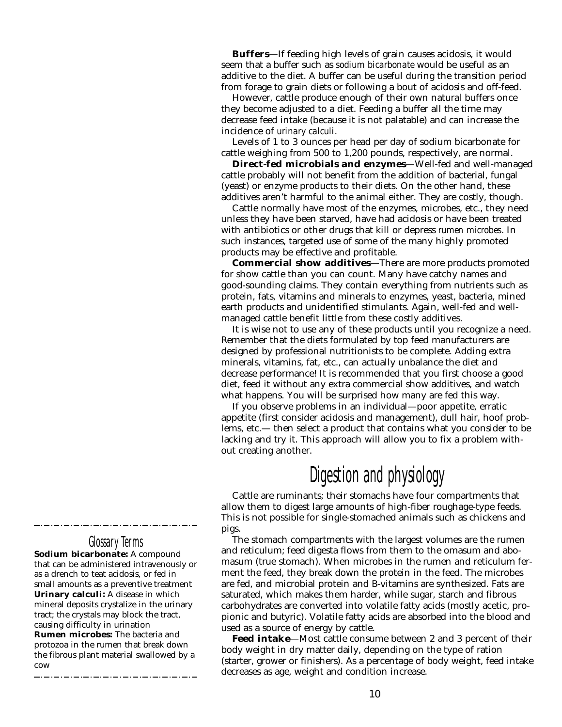**Buffers**—If feeding high levels of grain causes acidosis, it would seem that a buffer such as *sodium bicarbonate* would be useful as an additive to the diet. A buffer can be useful during the transition period from forage to grain diets or following a bout of acidosis and off-feed.

However, cattle produce enough of their own natural buffers once they become adjusted to a diet. Feeding a buffer all the time may decrease feed intake (because it is not palatable) and can increase the incidence of *urinary calculi*.

Levels of 1 to 3 ounces per head per day of sodium bicarbonate for cattle weighing from 500 to 1,200 pounds, respectively, are normal.

**Direct-fed microbials and enzymes**—Well-fed and well-managed cattle probably will not benefit from the addition of bacterial, fungal (yeast) or enzyme products to their diets. On the other hand, these additives aren't harmful to the animal either. They are costly, though.

Cattle normally have most of the enzymes, microbes, etc., they need unless they have been starved, have had acidosis or have been treated with antibiotics or other drugs that kill or depress *rumen microbes*. In such instances, targeted use of some of the many highly promoted products may be effective and profitable.

**Commercial show additives**—There are more products promoted for show cattle than you can count. Many have catchy names and good-sounding claims. They contain everything from nutrients such as protein, fats, vitamins and minerals to enzymes, yeast, bacteria, mined earth products and unidentified stimulants. Again, well-fed and well-managed cattle benefit little from these costly additives.

It is wise not to use any of these products until you recognize a need. Remember that the diets formulated by top feed manufacturers are designed by professional nutritionists to be complete. Adding extra minerals, vitamins, fat, etc., can actually unbalance the diet and decrease performance! It is recommended that you first choose a good diet, feed it without any extra commercial show additives, and watch what happens. You will be surprised how many are fed this way.

If you observe problems in an individual—poor appetite, erratic appetite (first consider acidosis and management), dull hair, hoof problems, etc.— then select a product that contains what you consider to be lacking and try it. This approach will allow you to fix a problem without creating another.

## Digestion and physiology

Cattle are ruminants; their stomachs have four compartments that allow them to digest large amounts of high-fiber roughage-type feeds. This is not possible for single-stomached animals such as chickens and pigs.

The stomach compartments with the largest volumes are the rumen and reticulum; feed digesta flows from them to the omasum and abomasum (true stomach). When microbes in the rumen and reticulum ferment the feed, they break down the protein in the feed. The microbes are fed, and microbial protein and B-vitamins are synthesized. Fats are saturated, which makes them harder, while sugar, starch and fibrous carbohydrates are converted into volatile fatty acids (mostly acetic, propionic and butyric). Volatile fatty acids are absorbed into the blood and used as a source of energy by cattle.

**Feed intake**—Most cattle consume between 2 and 3 percent of their body weight in dry matter daily, depending on the type of ration (starter, grower or finishers). As a percentage of body weight, feed intake decreases as age, weight and condition increase.

### Glossary Terms

**Sodium bicarbonate:** A compound that can be administered intravenously or as a drench to teat acidosis, or fed in small amounts as a preventive treatment

**Urinary calculi:** A disease in which mineral deposits crystalize in the urinary tract; the crystals may block the tract, causing difficulty in urination

**Rumen microbes:** The bacteria and protozoa in the rumen that break down the fibrous plant material swallowed by a cow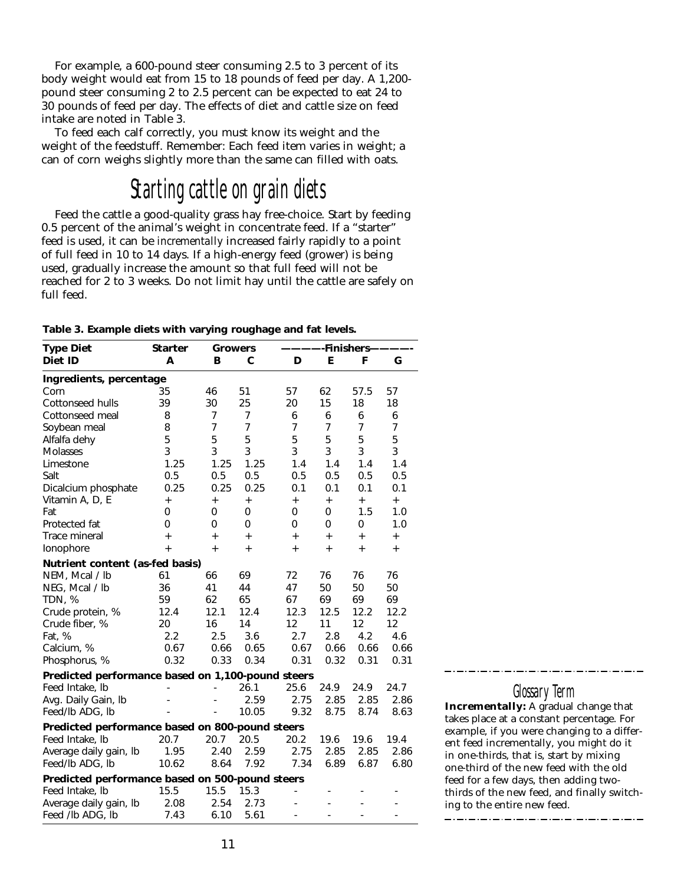For example, a 600-pound steer consuming 2.5 to 3 percent of its body weight would eat from 15 to 18 pounds of feed per day. A 1,200-pound steer consuming 2 to 2.5 percent can be expected to eat 24 to 30 pounds of feed per day. The effects of diet and cattle size on feed intake are noted in Table 3.

To feed each calf correctly, you must know its weight and the weight of the feedstuff. Remember: Each feed item varies in weight; a can of corn weighs slightly more than the same can filled with oats.

## Starting cattle on grain diets

Feed the cattle a good-quality grass hay free-choice. Start by feeding 0.5 percent of the animal's weight in concentrate feed. If a "starter" feed is used, it can be *incrementally* increased fairly rapidly to a point of full feed in 10 to 14 days. If a high-energy feed (grower) is being used, gradually increase the amount so that full feed will not be reached for 2 to 3 weeks. Do not limit hay until the cattle are safely on full feed.

**Table 3. Example diets with varying roughage and fat levels.**

| Type Diet | Starter | Growers | | Finishers | | | |
|---|---|---|---|---|---|---|---|
| **Diet ID** | **A** | **B** | **C** | **D** | **E** | **F** | **G** |
| **Ingredients, percentage** | | | | | | | |
| Corn | 35 | 46 | 51 | 57 | 62 | 57.5 | 57 |
| Cottonseed hulls | 39 | 30 | 25 | 20 | 15 | 18 | 18 |
| Cottonseed meal | 8 | 7 | 7 | 6 | 6 | 6 | 6 |
| Soybean meal | 8 | 7 | 7 | 7 | 7 | 7 | 7 |
| Alfalfa dehy | 5 | 5 | 5 | 5 | 5 | 5 | 5 |
| Molasses | 3 | 3 | 3 | 3 | 3 | 3 | 3 |
| Limestone | 1.25 | 1.25 | 1.25 | 1.4 | 1.4 | 1.4 | 1.4 |
| Salt | 0.5 | 0.5 | 0.5 | 0.5 | 0.5 | 0.5 | 0.5 |
| Dicalcium phosphate | 0.25 | 0.25 | 0.25 | 0.1 | 0.1 | 0.1 | 0.1 |
| Vitamin A, D, E | + | + | + | + | + | + | + |
| Fat | 0 | 0 | 0 | 0 | 0 | 1.5 | 1.0 |
| Protected fat | 0 | 0 | 0 | 0 | 0 | 0 | 1.0 |
| Trace mineral | + | + | + | + | + | + | + |
| Ionophore | + | + | + | + | + | + | + |
| **Nutrient content (as-fed basis)** | | | | | | | |
| NEM, Mcal / lb | 61 | 66 | 69 | 72 | 76 | 76 | 76 |
| NEG, Mcal / lb | 36 | 41 | 44 | 47 | 50 | 50 | 50 |
| TDN, % | 59 | 62 | 65 | 67 | 69 | 69 | 69 |
| Crude protein, % | 12.4 | 12.1 | 12.4 | 12.3 | 12.5 | 12.2 | 12.2 |
| Crude fiber, % | 20 | 16 | 14 | 12 | 11 | 12 | 12 |
| Fat, % | 2.2 | 2.5 | 3.6 | 2.7 | 2.8 | 4.2 | 4.6 |
| Calcium, % | 0.67 | 0.66 | 0.65 | 0.67 | 0.66 | 0.66 | 0.66 |
| Phosphorus, % | 0.32 | 0.33 | 0.34 | 0.31 | 0.32 | 0.31 | 0.31 |
| **Predicted performance based on 1,100-pound steers** | | | | | | | |
| Feed Intake, lb | - | - | 26.1 | 25.6 | 24.9 | 24.9 | 24.7 |
| Avg. Daily Gain, lb | - | - | 2.59 | 2.75 | 2.85 | 2.85 | 2.86 |
| Feed/lb ADG, lb | - | - | 10.05 | 9.32 | 8.75 | 8.74 | 8.63 |
| **Predicted performance based on 800-pound steers** | | | | | | | |
| Feed Intake, lb | 20.7 | 20.7 | 20.5 | 20.2 | 19.6 | 19.6 | 19.4 |
| Average daily gain, lb | 1.95 | 2.40 | 2.59 | 2.75 | 2.85 | 2.85 | 2.86 |
| Feed/lb ADG, lb | 10.62 | 8.64 | 7.92 | 7.34 | 6.89 | 6.87 | 6.80 |
| **Predicted performance based on 500-pound steers** | | | | | | | |
| Feed Intake, lb | 15.5 | 15.5 | 15.3 | - | - | - | - |
| Average daily gain, lb | 2.08 | 2.54 | 2.73 | - | - | - | - |
| Feed /lb ADG, lb | 7.43 | 6.10 | 5.61 | - | - | - | - |

### Glossary Term

**Incrementally:** A gradual change that takes place at a constant percentage. For example, if you were changing to a different feed incrementally, you might do it in one-thirds, that is, start by mixing one-third of the new feed with the old feed for a few days, then adding two-thirds of the new feed, and finally switching to the entire new feed.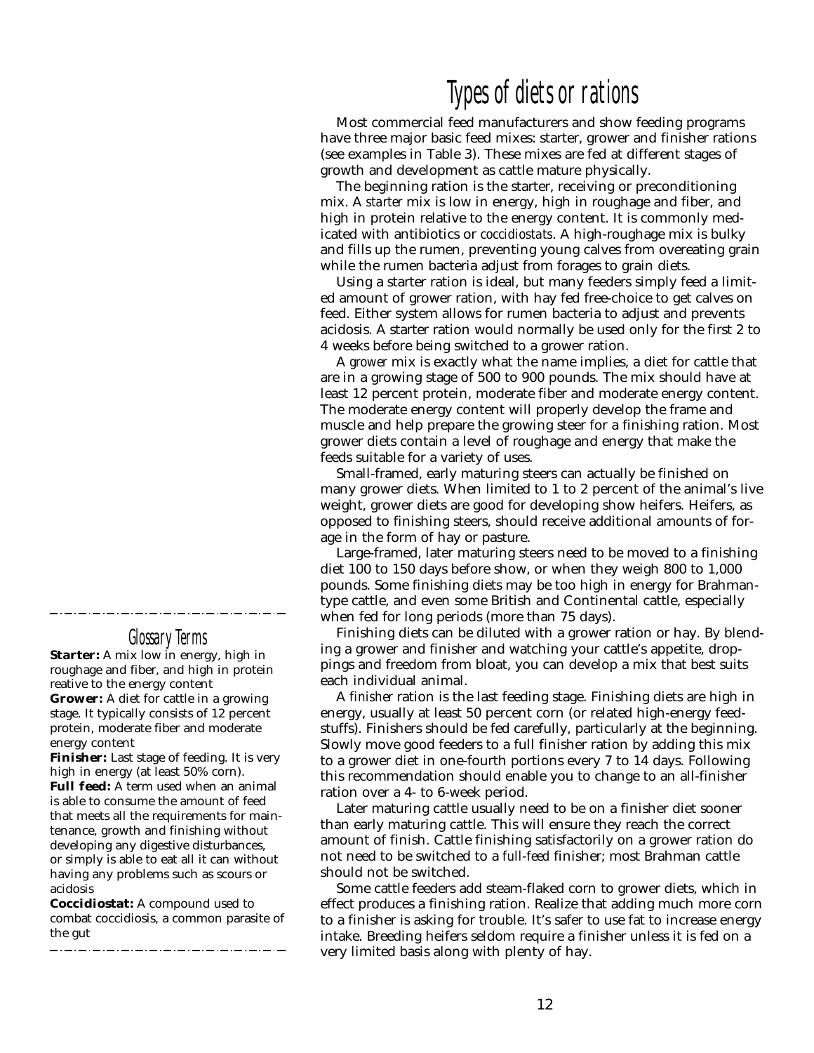# Types of diets or rations

Most commercial feed manufacturers and show feeding programs have three major basic feed mixes: starter, grower and finisher rations (see examples in Table 3). These mixes are fed at different stages of growth and development as cattle mature physically.

The beginning ration is the starter, receiving or preconditioning mix. A *starter* mix is low in energy, high in roughage and fiber, and high in protein relative to the energy content. It is commonly medicated with antibiotics or *coccidiostats*. A high-roughage mix is bulky and fills up the rumen, preventing young calves from overeating grain while the rumen bacteria adjust from forages to grain diets.

Using a starter ration is ideal, but many feeders simply feed a limited amount of grower ration, with hay fed free-choice to get calves on feed. Either system allows for rumen bacteria to adjust and prevents acidosis. A starter ration would normally be used only for the first 2 to 4 weeks before being switched to a grower ration.

A *grower* mix is exactly what the name implies, a diet for cattle that are in a growing stage of 500 to 900 pounds. The mix should have at least 12 percent protein, moderate fiber and moderate energy content. The moderate energy content will properly develop the frame and muscle and help prepare the growing steer for a finishing ration. Most grower diets contain a level of roughage and energy that make the feeds suitable for a variety of uses.

Small-framed, early maturing steers can actually be finished on many grower diets. When limited to 1 to 2 percent of the animal's live weight, grower diets are good for developing show heifers. Heifers, as opposed to finishing steers, should receive additional amounts of forage in the form of hay or pasture.

Large-framed, later maturing steers need to be moved to a finishing diet 100 to 150 days before show, or when they weigh 800 to 1,000 pounds. Some finishing diets may be too high in energy for Brahman-type cattle, and even some British and Continental cattle, especially when fed for long periods (more than 75 days).

Finishing diets can be diluted with a grower ration or hay. By blending a grower and finisher and watching your cattle's appetite, droppings and freedom from bloat, you can develop a mix that best suits each individual animal.

A *finisher* ration is the last feeding stage. Finishing diets are high in energy, usually at least 50 percent corn (or related high-energy feedstuffs). Finishers should be fed carefully, particularly at the beginning. Slowly move good feeders to a full finisher ration by adding this mix to a grower diet in one-fourth portions every 7 to 14 days. Following this recommendation should enable you to change to an all-finisher ration over a 4- to 6-week period.

Later maturing cattle usually need to be on a finisher diet sooner than early maturing cattle. This will ensure they reach the correct amount of finish. Cattle finishing satisfactorily on a grower ration do not need to be switched to a *full-feed* finisher; most Brahman cattle should not be switched.

Some cattle feeders add steam-flaked corn to grower diets, which in effect produces a finishing ration. Realize that adding much more corn to a finisher is asking for trouble. It's safer to use fat to increase energy intake. Breeding heifers seldom require a finisher unless it is fed on a very limited basis along with plenty of hay.

## Glossary Terms

**Starter:** A mix low in energy, high in roughage and fiber, and high in protein reative to the energy content

**Grower:** A diet for cattle in a growing stage. It typically consists of 12 percent protein, moderate fiber and moderate energy content

**Finisher:** Last stage of feeding. It is very high in energy (at least 50% corn).

**Full feed:** A term used when an animal is able to consume the amount of feed that meets all the requirements for maintenance, growth and finishing without developing any digestive disturbances, or simply is able to eat all it can without having any problems such as scours or acidosis

**Coccidiostat:** A compound used to combat coccidiosis, a common parasite of the gut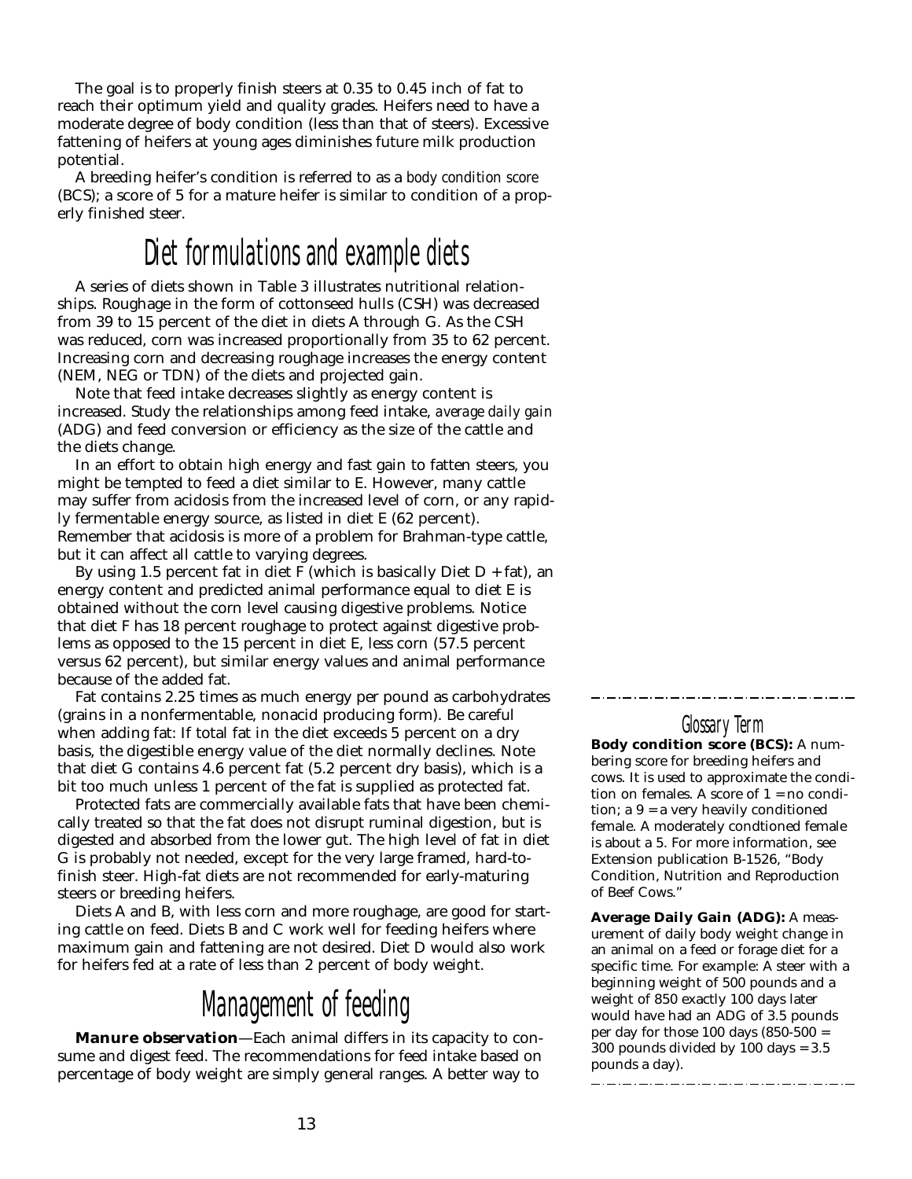The goal is to properly finish steers at 0.35 to 0.45 inch of fat to reach their optimum yield and quality grades. Heifers need to have a moderate degree of body condition (less than that of steers). Excessive fattening of heifers at young ages diminishes future milk production potential.

A breeding heifer's condition is referred to as a *body condition score* (BCS); a score of 5 for a mature heifer is similar to condition of a properly finished steer.

## Diet formulations and example diets

A series of diets shown in Table 3 illustrates nutritional relationships. Roughage in the form of cottonseed hulls (CSH) was decreased from 39 to 15 percent of the diet in diets A through G. As the CSH was reduced, corn was increased proportionally from 35 to 62 percent. Increasing corn and decreasing roughage increases the energy content (NEM, NEG or TDN) of the diets and projected gain.

Note that feed intake decreases slightly as energy content is increased. Study the relationships among feed intake, *average daily gain* (ADG) and feed conversion or efficiency as the size of the cattle and the diets change.

In an effort to obtain high energy and fast gain to fatten steers, you might be tempted to feed a diet similar to E. However, many cattle may suffer from acidosis from the increased level of corn, or any rapidly fermentable energy source, as listed in diet E (62 percent). Remember that acidosis is more of a problem for Brahman-type cattle, but it can affect all cattle to varying degrees.

By using 1.5 percent fat in diet F (which is basically Diet D + fat), an energy content and predicted animal performance equal to diet E is obtained without the corn level causing digestive problems. Notice that diet F has 18 percent roughage to protect against digestive problems as opposed to the 15 percent in diet E, less corn (57.5 percent versus 62 percent), but similar energy values and animal performance because of the added fat.

Fat contains 2.25 times as much energy per pound as carbohydrates (grains in a nonfermentable, nonacid producing form). Be careful when adding fat: If total fat in the diet exceeds 5 percent on a dry basis, the digestible energy value of the diet normally declines. Note that diet G contains 4.6 percent fat (5.2 percent dry basis), which is a bit too much unless 1 percent of the fat is supplied as protected fat.

Protected fats are commercially available fats that have been chemically treated so that the fat does not disrupt ruminal digestion, but is digested and absorbed from the lower gut. The high level of fat in diet G is probably not needed, except for the very large framed, hard-to-finish steer. High-fat diets are not recommended for early-maturing steers or breeding heifers.

Diets A and B, with less corn and more roughage, are good for starting cattle on feed. Diets B and C work well for feeding heifers where maximum gain and fattening are not desired. Diet D would also work for heifers fed at a rate of less than 2 percent of body weight.

## Management of feeding

**Manure observation**—Each animal differs in its capacity to consume and digest feed. The recommendations for feed intake based on percentage of body weight are simply general ranges. A better way to

### Glossary Term

**Body condition score (BCS):** A numbering score for breeding heifers and cows. It is used to approximate the condition on females. A score of 1 = no condition; a 9 = a very heavily conditioned female. A moderately condtioned female is about a 5. For more information, see Extension publication B-1526, "Body Condition, Nutrition and Reproduction of Beef Cows."

**Average Daily Gain (ADG):** A measurement of daily body weight change in an animal on a feed or forage diet for a specific time. For example: A steer with a beginning weight of 500 pounds and a weight of 850 exactly 100 days later would have had an ADG of 3.5 pounds per day for those 100 days (850-500 = 300 pounds divided by 100 days = 3.5 pounds a day).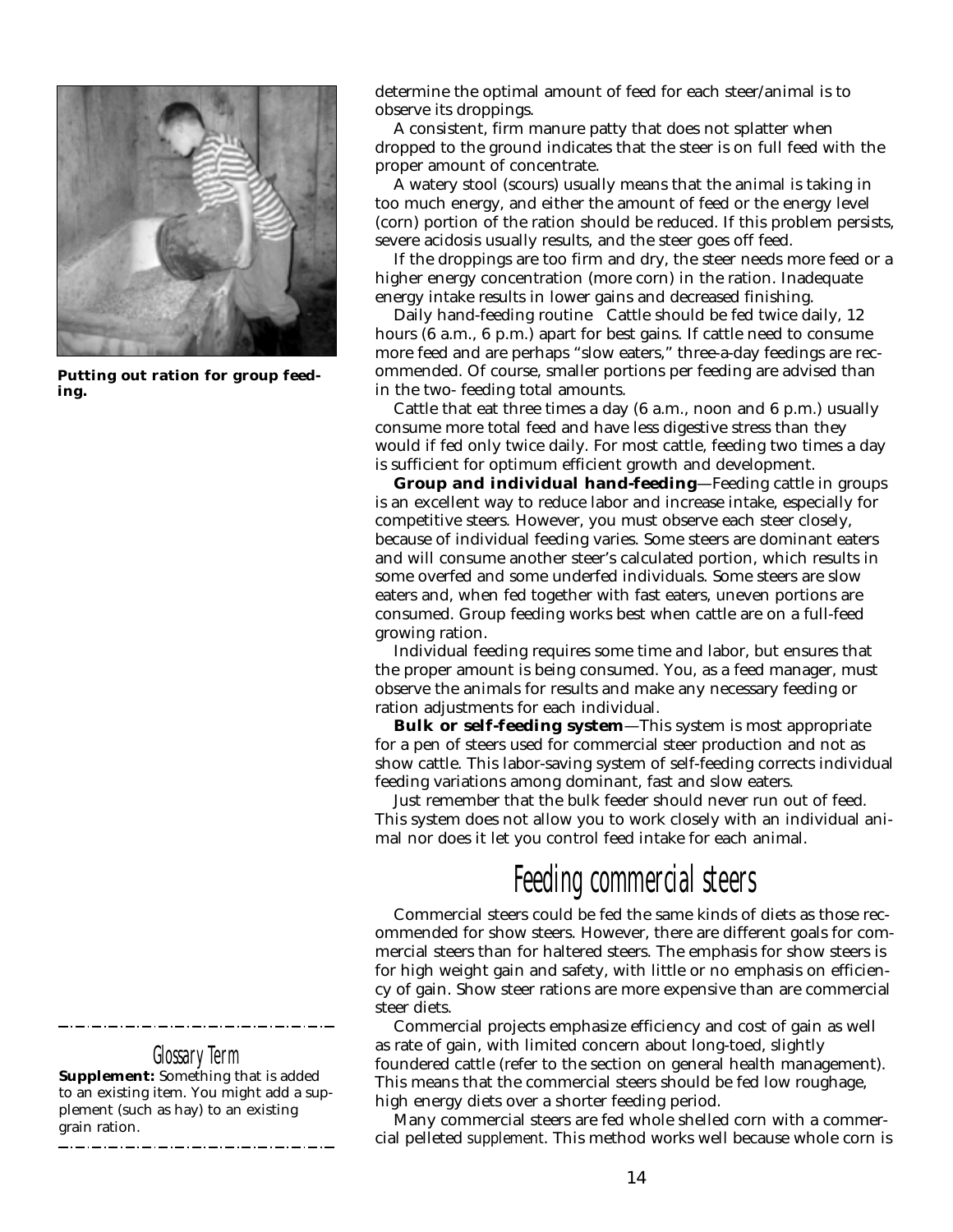Putting out ration for group feeding.

determine the optimal amount of feed for each steer/animal is to observe its droppings.

A consistent, firm manure patty that does not splatter when dropped to the ground indicates that the steer is on full feed with the proper amount of concentrate.

A watery stool (scours) usually means that the animal is taking in too much energy, and either the amount of feed or the energy level (corn) portion of the ration should be reduced. If this problem persists, severe acidosis usually results, and the steer goes off feed.

If the droppings are too firm and dry, the steer needs more feed or a higher energy concentration (more corn) in the ration. Inadequate energy intake results in lower gains and decreased finishing.

Daily hand-feeding routine   Cattle should be fed twice daily, 12 hours (6 a.m., 6 p.m.) apart for best gains. If cattle need to consume more feed and are perhaps "slow eaters," three-a-day feedings are recommended. Of course, smaller portions per feeding are advised than in the two- feeding total amounts.

Cattle that eat three times a day (6 a.m., noon and 6 p.m.) usually consume more total feed and have less digestive stress than they would if fed only twice daily. For most cattle, feeding two times a day is sufficient for optimum efficient growth and development.

**Group and individual hand-feeding**—Feeding cattle in groups is an excellent way to reduce labor and increase intake, especially for competitive steers. However, you must observe each steer closely, because of individual feeding varies. Some steers are dominant eaters and will consume another steer's calculated portion, which results in some overfed and some underfed individuals. Some steers are slow eaters and, when fed together with fast eaters, uneven portions are consumed. Group feeding works best when cattle are on a full-feed growing ration.

Individual feeding requires some time and labor, but ensures that the proper amount is being consumed. You, as a feed manager, must observe the animals for results and make any necessary feeding or ration adjustments for each individual.

**Bulk or self-feeding system**—This system is most appropriate for a pen of steers used for commercial steer production and not as show cattle. This labor-saving system of self-feeding corrects individual feeding variations among dominant, fast and slow eaters.

Just remember that the bulk feeder should never run out of feed. This system does not allow you to work closely with an individual animal nor does it let you control feed intake for each animal.

## Feeding commercial steers

Commercial steers could be fed the same kinds of diets as those recommended for show steers. However, there are different goals for commercial steers than for haltered steers. The emphasis for show steers is for high weight gain and safety, with little or no emphasis on efficiency of gain. Show steer rations are more expensive than are commercial steer diets.

Commercial projects emphasize efficiency and cost of gain as well as rate of gain, with limited concern about long-toed, slightly foundered cattle (refer to the section on general health management). This means that the commercial steers should be fed low roughage, high energy diets over a shorter feeding period.

Many commercial steers are fed whole shelled corn with a commercial pelleted *supplement*. This method works well because whole corn is

---

### Glossary Term

**Supplement:** Something that is added to an existing item. You might add a supplement (such as hay) to an existing grain ration.

---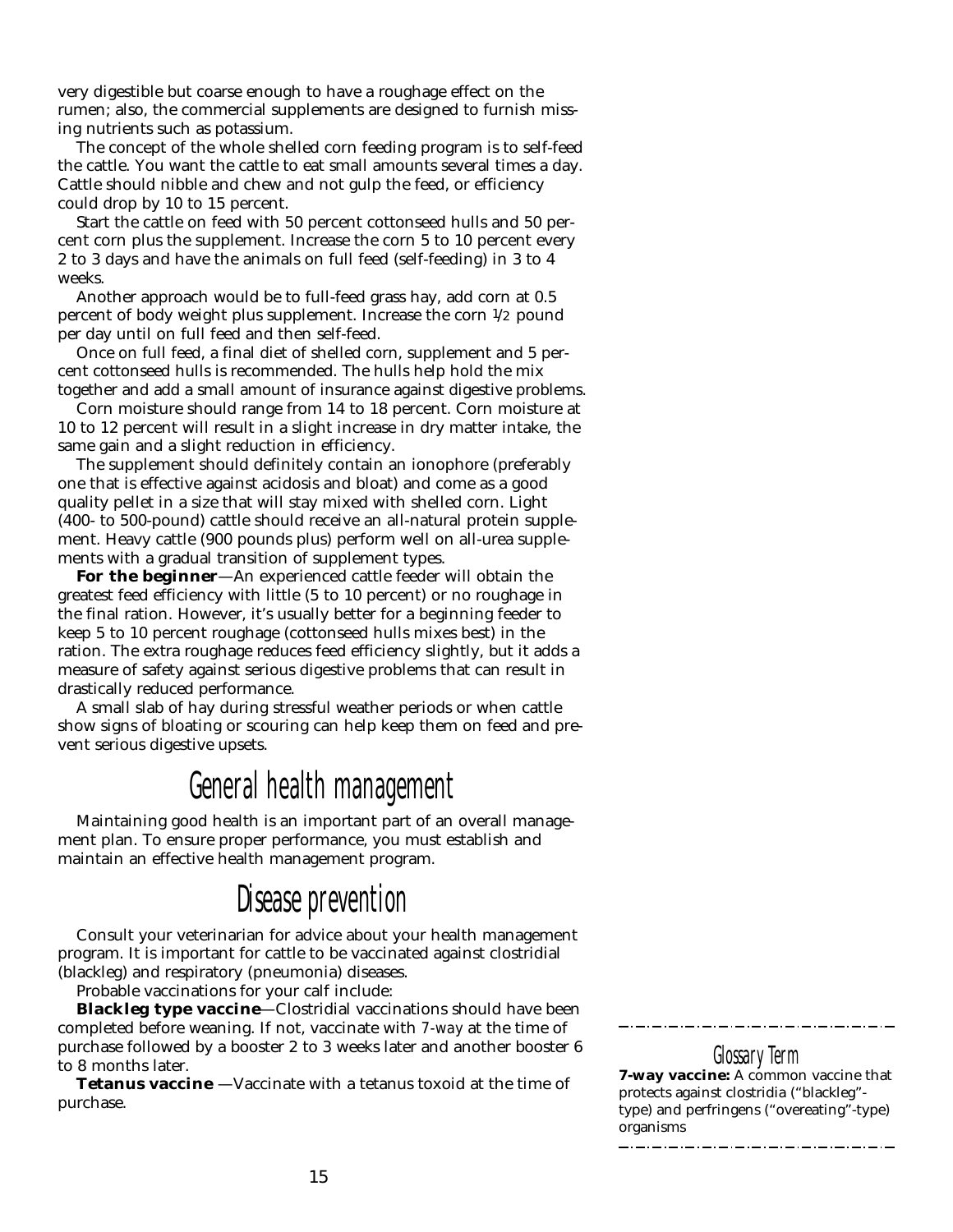very digestible but coarse enough to have a roughage effect on the rumen; also, the commercial supplements are designed to furnish missing nutrients such as potassium.

The concept of the whole shelled corn feeding program is to self-feed the cattle. You want the cattle to eat small amounts several times a day. Cattle should nibble and chew and not gulp the feed, or efficiency could drop by 10 to 15 percent.

Start the cattle on feed with 50 percent cottonseed hulls and 50 percent corn plus the supplement. Increase the corn 5 to 10 percent every 2 to 3 days and have the animals on full feed (self-feeding) in 3 to 4 weeks.

Another approach would be to full-feed grass hay, add corn at 0.5 percent of body weight plus supplement. Increase the corn 1/2 pound per day until on full feed and then self-feed.

Once on full feed, a final diet of shelled corn, supplement and 5 percent cottonseed hulls is recommended. The hulls help hold the mix together and add a small amount of insurance against digestive problems.

Corn moisture should range from 14 to 18 percent. Corn moisture at 10 to 12 percent will result in a slight increase in dry matter intake, the same gain and a slight reduction in efficiency.

The supplement should definitely contain an ionophore (preferably one that is effective against acidosis and bloat) and come as a good quality pellet in a size that will stay mixed with shelled corn. Light (400- to 500-pound) cattle should receive an all-natural protein supplement. Heavy cattle (900 pounds plus) perform well on all-urea supplements with a gradual transition of supplement types.

**For the beginner**—An experienced cattle feeder will obtain the greatest feed efficiency with little (5 to 10 percent) or no roughage in the final ration. However, it's usually better for a beginning feeder to keep 5 to 10 percent roughage (cottonseed hulls mixes best) in the ration. The extra roughage reduces feed efficiency slightly, but it adds a measure of safety against serious digestive problems that can result in drastically reduced performance.

A small slab of hay during stressful weather periods or when cattle show signs of bloating or scouring can help keep them on feed and prevent serious digestive upsets.

## General health management

Maintaining good health is an important part of an overall management plan. To ensure proper performance, you must establish and maintain an effective health management program.

## Disease prevention

Consult your veterinarian for advice about your health management program. It is important for cattle to be vaccinated against clostridial (blackleg) and respiratory (pneumonia) diseases.

Probable vaccinations for your calf include:

**Blackleg type vaccine**—Clostridial vaccinations should have been completed before weaning. If not, vaccinate with *7-way* at the time of purchase followed by a booster 2 to 3 weeks later and another booster 6 to 8 months later.

**Tetanus vaccine** —Vaccinate with a tetanus toxoid at the time of purchase.

### Glossary Term

**7-way vaccine:** A common vaccine that protects against clostridia ("blackleg"-type) and perfringens ("overeating"-type) organisms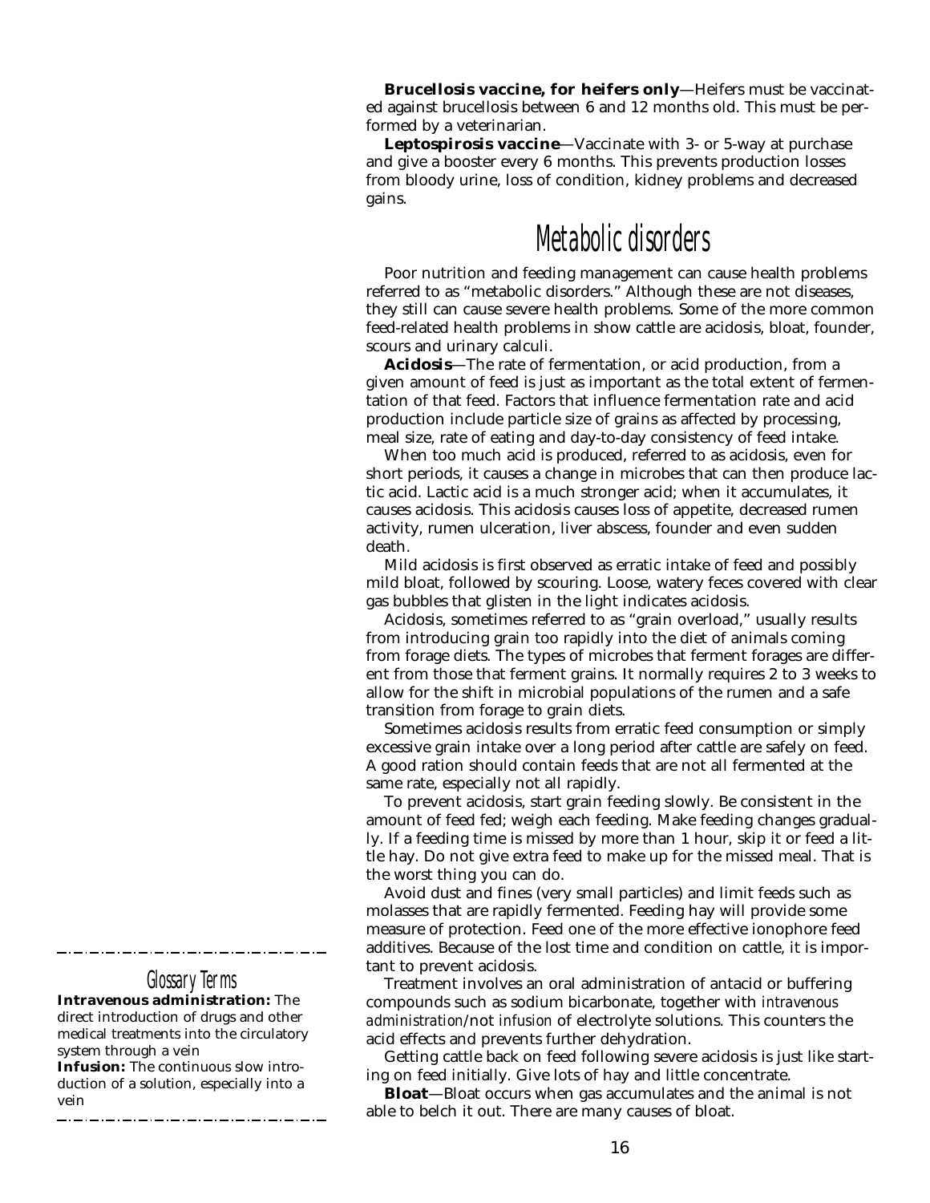**Brucellosis vaccine, for heifers only**—Heifers must be vaccinated against brucellosis between 6 and 12 months old. This must be performed by a veterinarian.

**Leptospirosis vaccine**—Vaccinate with 3- or 5-way at purchase and give a booster every 6 months. This prevents production losses from bloody urine, loss of condition, kidney problems and decreased gains.

## Metabolic disorders

Poor nutrition and feeding management can cause health problems referred to as "metabolic disorders." Although these are not diseases, they still can cause severe health problems. Some of the more common feed-related health problems in show cattle are acidosis, bloat, founder, scours and urinary calculi.

**Acidosis**—The rate of fermentation, or acid production, from a given amount of feed is just as important as the total extent of fermentation of that feed. Factors that influence fermentation rate and acid production include particle size of grains as affected by processing, meal size, rate of eating and day-to-day consistency of feed intake.

When too much acid is produced, referred to as acidosis, even for short periods, it causes a change in microbes that can then produce lactic acid. Lactic acid is a much stronger acid; when it accumulates, it causes acidosis. This acidosis causes loss of appetite, decreased rumen activity, rumen ulceration, liver abscess, founder and even sudden death.

Mild acidosis is first observed as erratic intake of feed and possibly mild bloat, followed by scouring. Loose, watery feces covered with clear gas bubbles that glisten in the light indicates acidosis.

Acidosis, sometimes referred to as "grain overload," usually results from introducing grain too rapidly into the diet of animals coming from forage diets. The types of microbes that ferment forages are different from those that ferment grains. It normally requires 2 to 3 weeks to allow for the shift in microbial populations of the rumen and a safe transition from forage to grain diets.

Sometimes acidosis results from erratic feed consumption or simply excessive grain intake over a long period after cattle are safely on feed. A good ration should contain feeds that are not all fermented at the same rate, especially not all rapidly.

To prevent acidosis, start grain feeding slowly. Be consistent in the amount of feed fed; weigh each feeding. Make feeding changes gradually. If a feeding time is missed by more than 1 hour, skip it or feed a little hay. Do not give extra feed to make up for the missed meal. That is the worst thing you can do.

Avoid dust and fines (very small particles) and limit feeds such as molasses that are rapidly fermented. Feeding hay will provide some measure of protection. Feed one of the more effective ionophore feed additives. Because of the lost time and condition on cattle, it is important to prevent acidosis.

Treatment involves an oral administration of antacid or buffering compounds such as sodium bicarbonate, together with *intravenous administration*/not *infusion* of electrolyte solutions. This counters the acid effects and prevents further dehydration.

Getting cattle back on feed following severe acidosis is just like starting on feed initially. Give lots of hay and little concentrate.

**Bloat**—Bloat occurs when gas accumulates and the animal is not able to belch it out. There are many causes of bloat.

### Glossary Terms

**Intravenous administration:** The direct introduction of drugs and other medical treatments into the circulatory system through a vein

**Infusion:** The continuous slow introduction of a solution, especially into a vein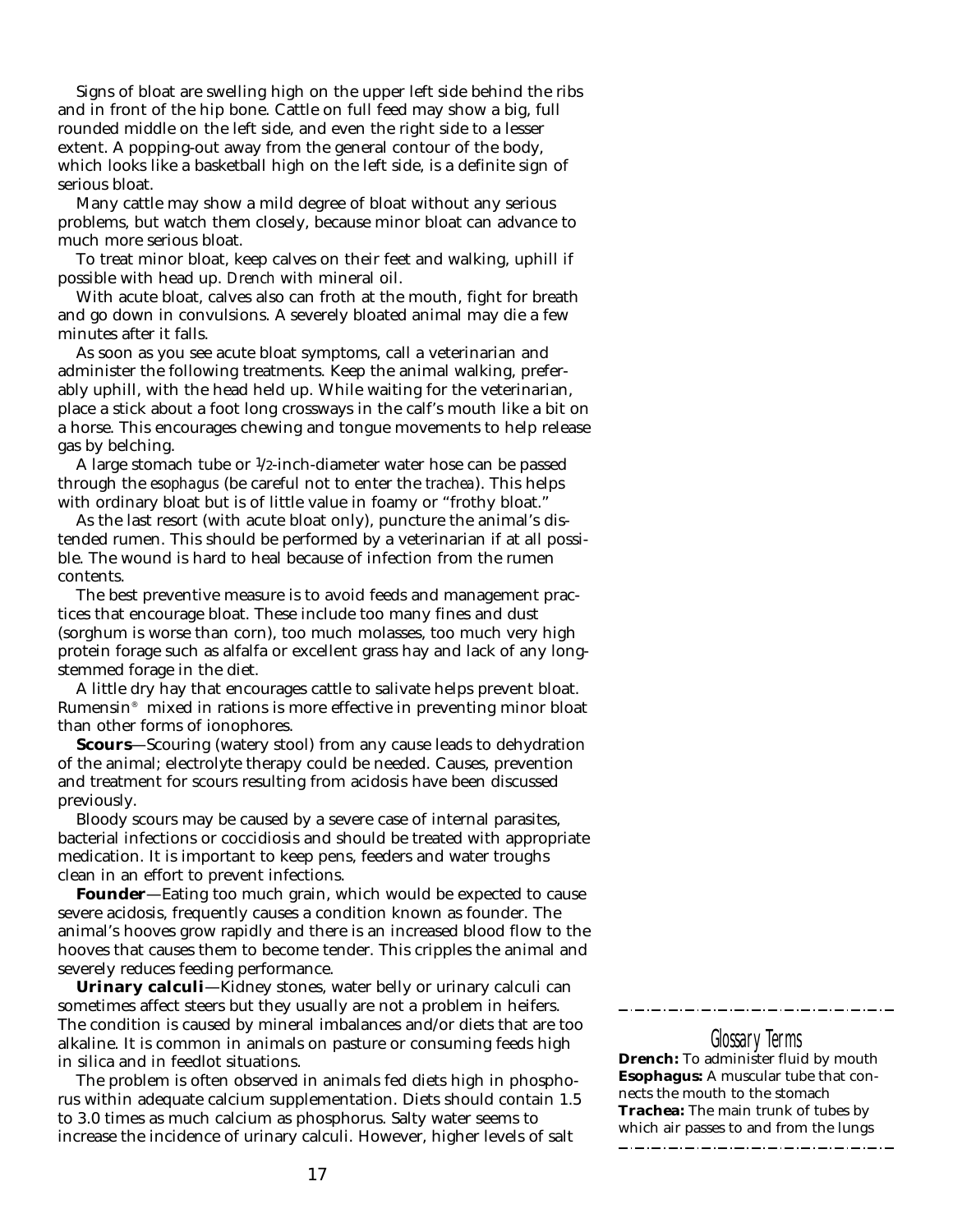Signs of bloat are swelling high on the upper left side behind the ribs and in front of the hip bone. Cattle on full feed may show a big, full rounded middle on the left side, and even the right side to a lesser extent. A popping-out away from the general contour of the body, which looks like a basketball high on the left side, is a definite sign of serious bloat.

Many cattle may show a mild degree of bloat without any serious problems, but watch them closely, because minor bloat can advance to much more serious bloat.

To treat minor bloat, keep calves on their feet and walking, uphill if possible with head up. *Drench* with mineral oil.

With acute bloat, calves also can froth at the mouth, fight for breath and go down in convulsions. A severely bloated animal may die a few minutes after it falls.

As soon as you see acute bloat symptoms, call a veterinarian and administer the following treatments. Keep the animal walking, preferably uphill, with the head held up. While waiting for the veterinarian, place a stick about a foot long crossways in the calf's mouth like a bit on a horse. This encourages chewing and tongue movements to help release gas by belching.

A large stomach tube or 1/2-inch-diameter water hose can be passed through the *esophagus* (be careful not to enter the *trachea*). This helps with ordinary bloat but is of little value in foamy or "frothy bloat."

As the last resort (with acute bloat only), puncture the animal's distended rumen. This should be performed by a veterinarian if at all possible. The wound is hard to heal because of infection from the rumen contents.

The best preventive measure is to avoid feeds and management practices that encourage bloat. These include too many fines and dust (sorghum is worse than corn), too much molasses, too much very high protein forage such as alfalfa or excellent grass hay and lack of any long-stemmed forage in the diet.

A little dry hay that encourages cattle to salivate helps prevent bloat. Rumensin® mixed in rations is more effective in preventing minor bloat than other forms of ionophores.

**Scours**—Scouring (watery stool) from any cause leads to dehydration of the animal; electrolyte therapy could be needed. Causes, prevention and treatment for scours resulting from acidosis have been discussed previously.

Bloody scours may be caused by a severe case of internal parasites, bacterial infections or coccidiosis and should be treated with appropriate medication. It is important to keep pens, feeders and water troughs clean in an effort to prevent infections.

**Founder**—Eating too much grain, which would be expected to cause severe acidosis, frequently causes a condition known as founder. The animal's hooves grow rapidly and there is an increased blood flow to the hooves that causes them to become tender. This cripples the animal and severely reduces feeding performance.

**Urinary calculi**—Kidney stones, water belly or urinary calculi can sometimes affect steers but they usually are not a problem in heifers. The condition is caused by mineral imbalances and/or diets that are too alkaline. It is common in animals on pasture or consuming feeds high in silica and in feedlot situations.

The problem is often observed in animals fed diets high in phosphorus within adequate calcium supplementation. Diets should contain 1.5 to 3.0 times as much calcium as phosphorus. Salty water seems to increase the incidence of urinary calculi. However, higher levels of salt

### Glossary Terms

**Drench:** To administer fluid by mouth
**Esophagus:** A muscular tube that connects the mouth to the stomach
**Trachea:** The main trunk of tubes by which air passes to and from the lungs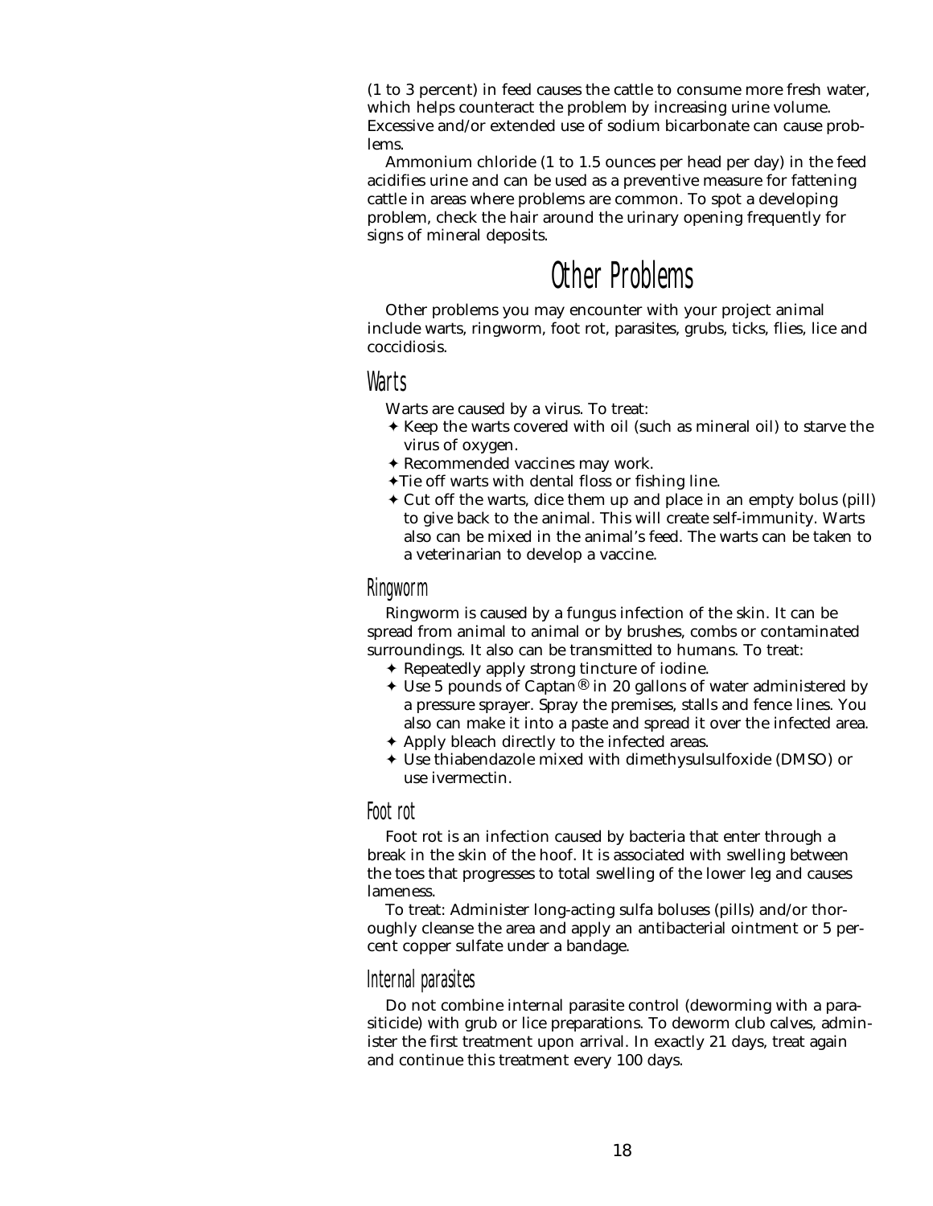(1 to 3 percent) in feed causes the cattle to consume more fresh water, which helps counteract the problem by increasing urine volume. Excessive and/or extended use of sodium bicarbonate can cause problems.

Ammonium chloride (1 to 1.5 ounces per head per day) in the feed acidifies urine and can be used as a preventive measure for fattening cattle in areas where problems are common. To spot a developing problem, check the hair around the urinary opening frequently for signs of mineral deposits.

# Other Problems

Other problems you may encounter with your project animal include warts, ringworm, foot rot, parasites, grubs, ticks, flies, lice and coccidiosis.

## Warts

Warts are caused by a virus. To treat:

- Keep the warts covered with oil (such as mineral oil) to starve the virus of oxygen.
- Recommended vaccines may work.
- Tie off warts with dental floss or fishing line.
- Cut off the warts, dice them up and place in an empty bolus (pill) to give back to the animal. This will create self-immunity. Warts also can be mixed in the animal's feed. The warts can be taken to a veterinarian to develop a vaccine.

## Ringworm

Ringworm is caused by a fungus infection of the skin. It can be spread from animal to animal or by brushes, combs or contaminated surroundings. It also can be transmitted to humans. To treat:

- Repeatedly apply strong tincture of iodine.
- Use 5 pounds of Captan® in 20 gallons of water administered by a pressure sprayer. Spray the premises, stalls and fence lines. You also can make it into a paste and spread it over the infected area.
- Apply bleach directly to the infected areas.
- Use thiabendazole mixed with dimethysulsulfoxide (DMSO) or use ivermectin.

## Foot rot

Foot rot is an infection caused by bacteria that enter through a break in the skin of the hoof. It is associated with swelling between the toes that progresses to total swelling of the lower leg and causes lameness.

To treat: Administer long-acting sulfa boluses (pills) and/or thoroughly cleanse the area and apply an antibacterial ointment or 5 percent copper sulfate under a bandage.

## Internal parasites

Do not combine internal parasite control (deworming with a parasiticide) with grub or lice preparations. To deworm club calves, administer the first treatment upon arrival. In exactly 21 days, treat again and continue this treatment every 100 days.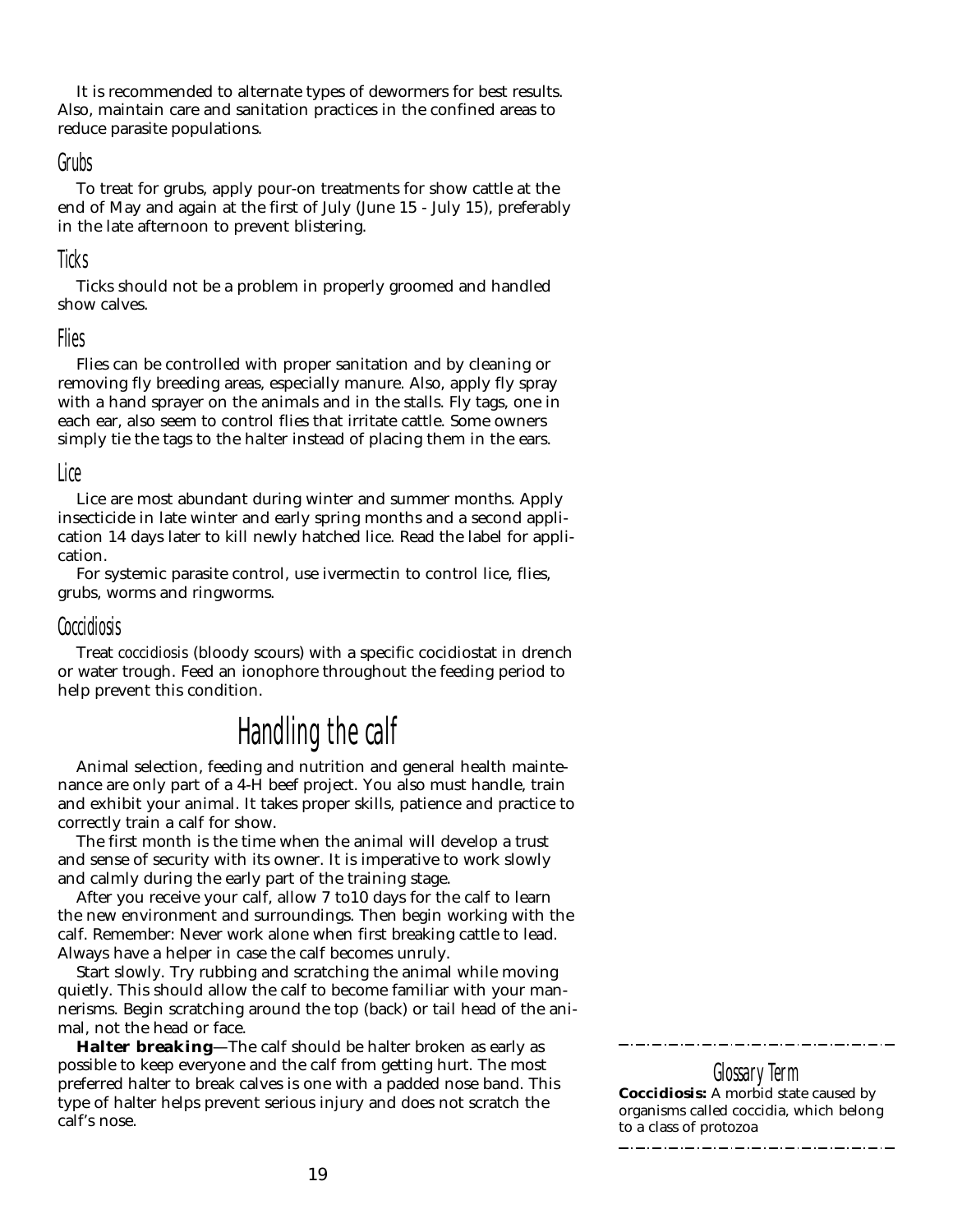It is recommended to alternate types of dewormers for best results. Also, maintain care and sanitation practices in the confined areas to reduce parasite populations.

### Grubs

To treat for grubs, apply pour-on treatments for show cattle at the end of May and again at the first of July (June 15 - July 15), preferably in the late afternoon to prevent blistering.

### Ticks

Ticks should not be a problem in properly groomed and handled show calves.

### Flies

Flies can be controlled with proper sanitation and by cleaning or removing fly breeding areas, especially manure. Also, apply fly spray with a hand sprayer on the animals and in the stalls. Fly tags, one in each ear, also seem to control flies that irritate cattle. Some owners simply tie the tags to the halter instead of placing them in the ears.

### Lice

Lice are most abundant during winter and summer months. Apply insecticide in late winter and early spring months and a second application 14 days later to kill newly hatched lice. Read the label for application.

For systemic parasite control, use ivermectin to control lice, flies, grubs, worms and ringworms.

### Coccidiosis

Treat *coccidiosis* (bloody scours) with a specific cocidiostat in drench or water trough. Feed an ionophore throughout the feeding period to help prevent this condition.

## Handling the calf

Animal selection, feeding and nutrition and general health maintenance are only part of a 4-H beef project. You also must handle, train and exhibit your animal. It takes proper skills, patience and practice to correctly train a calf for show.

The first month is the time when the animal will develop a trust and sense of security with its owner. It is imperative to work slowly and calmly during the early part of the training stage.

After you receive your calf, allow 7 to10 days for the calf to learn the new environment and surroundings. Then begin working with the calf. Remember: Never work alone when first breaking cattle to lead. Always have a helper in case the calf becomes unruly.

Start slowly. Try rubbing and scratching the animal while moving quietly. This should allow the calf to become familiar with your mannerisms. Begin scratching around the top (back) or tail head of the animal, not the head or face.

**Halter breaking**—The calf should be halter broken as early as possible to keep everyone and the calf from getting hurt. The most preferred halter to break calves is one with a padded nose band. This type of halter helps prevent serious injury and does not scratch the calf's nose.

---

**Glossary Term**

**Coccidiosis:** A morbid state caused by organisms called coccidia, which belong to a class of protozoa

---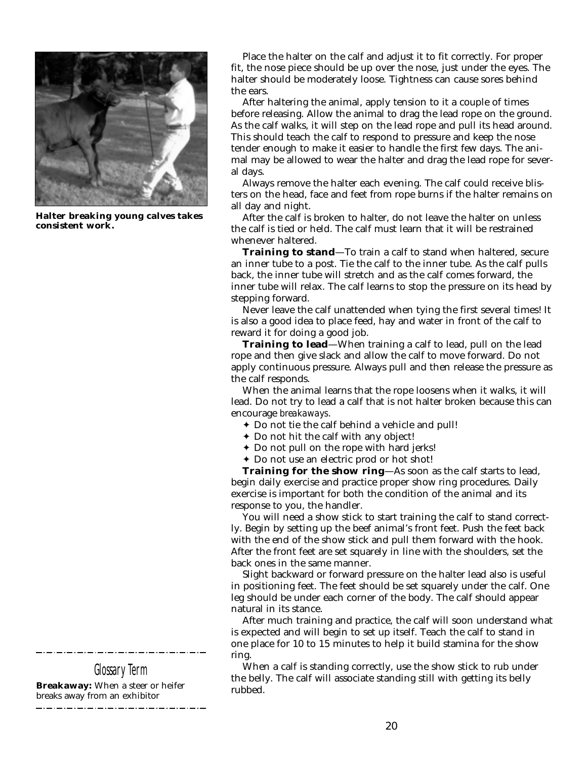**Halter breaking young calves takes consistent work.**

Place the halter on the calf and adjust it to fit correctly. For proper fit, the nose piece should be up over the nose, just under the eyes. The halter should be moderately loose. Tightness can cause sores behind the ears.

After haltering the animal, apply tension to it a couple of times before releasing. Allow the animal to drag the lead rope on the ground. As the calf walks, it will step on the lead rope and pull its head around. This should teach the calf to respond to pressure and keep the nose tender enough to make it easier to handle the first few days. The animal may be allowed to wear the halter and drag the lead rope for several days.

Always remove the halter each evening. The calf could receive blisters on the head, face and feet from rope burns if the halter remains on all day and night.

After the calf is broken to halter, do not leave the halter on unless the calf is tied or held. The calf must learn that it will be restrained whenever haltered.

**Training to stand**—To train a calf to stand when haltered, secure an inner tube to a post. Tie the calf to the inner tube. As the calf pulls back, the inner tube will stretch and as the calf comes forward, the inner tube will relax. The calf learns to stop the pressure on its head by stepping forward.

Never leave the calf unattended when tying the first several times! It is also a good idea to place feed, hay and water in front of the calf to reward it for doing a good job.

**Training to lead**—When training a calf to lead, pull on the lead rope and then give slack and allow the calf to move forward. Do not apply continuous pressure. Always pull and then release the pressure as the calf responds.

When the animal learns that the rope loosens when it walks, it will lead. Do not try to lead a calf that is not halter broken because this can encourage *breakaways*.

- ✦ Do not tie the calf behind a vehicle and pull!
- ✦ Do not hit the calf with any object!
- ✦ Do not pull on the rope with hard jerks!
- ✦ Do not use an electric prod or hot shot!

**Training for the show ring**—As soon as the calf starts to lead, begin daily exercise and practice proper show ring procedures. Daily exercise is important for both the condition of the animal and its response to you, the handler.

You will need a show stick to start training the calf to stand correctly. Begin by setting up the beef animal's front feet. Push the feet back with the end of the show stick and pull them forward with the hook. After the front feet are set squarely in line with the shoulders, set the back ones in the same manner.

Slight backward or forward pressure on the halter lead also is useful in positioning feet. The feet should be set squarely under the calf. One leg should be under each corner of the body. The calf should appear natural in its stance.

After much training and practice, the calf will soon understand what is expected and will begin to set up itself. Teach the calf to stand in one place for 10 to 15 minutes to help it build stamina for the show ring.

When a calf is standing correctly, use the show stick to rub under the belly. The calf will associate standing still with getting its belly rubbed.

---

*Glossary Term*

**Breakaway:** When a steer or heifer breaks away from an exhibitor

---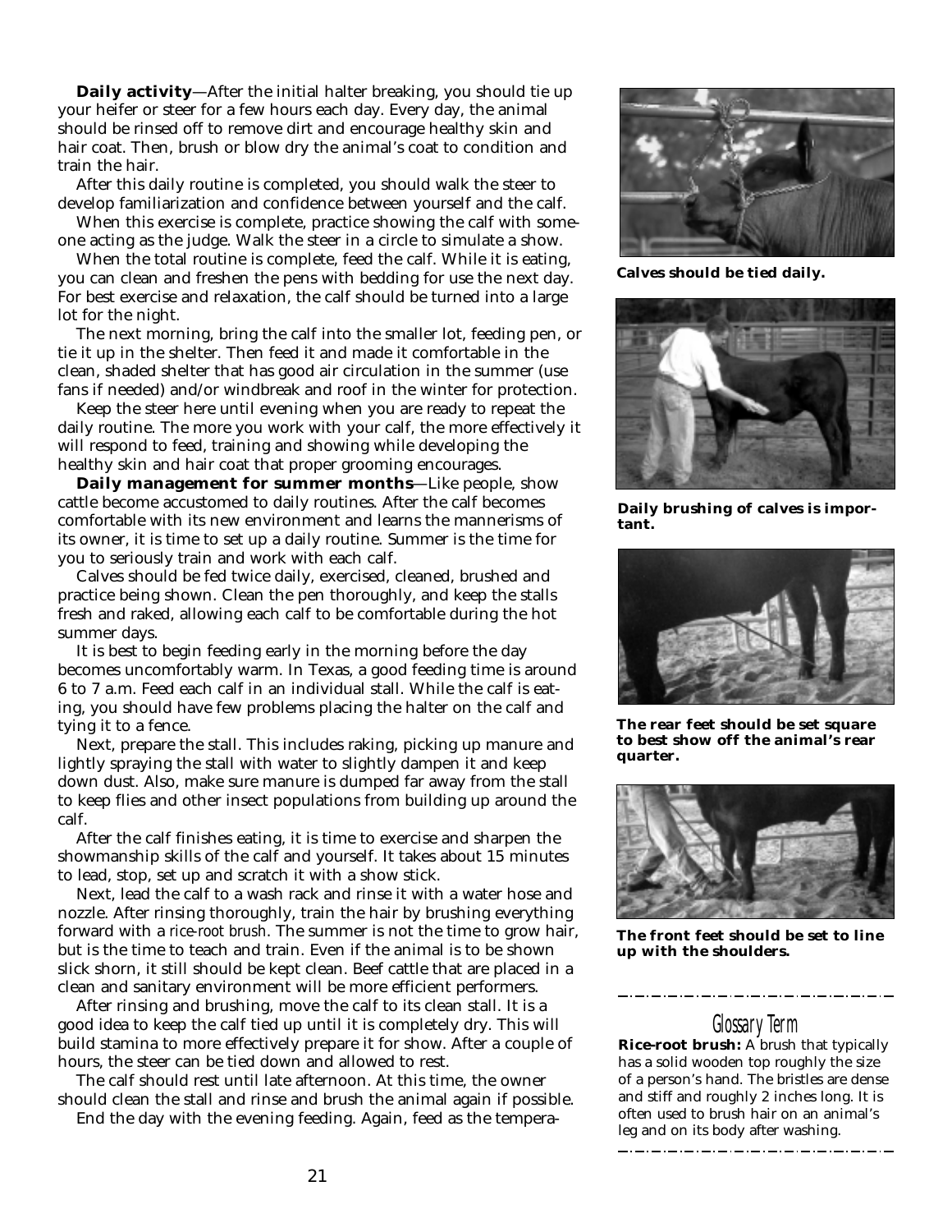**Daily activity**—After the initial halter breaking, you should tie up your heifer or steer for a few hours each day. Every day, the animal should be rinsed off to remove dirt and encourage healthy skin and hair coat. Then, brush or blow dry the animal's coat to condition and train the hair.

After this daily routine is completed, you should walk the steer to develop familiarization and confidence between yourself and the calf.

When this exercise is complete, practice showing the calf with someone acting as the judge. Walk the steer in a circle to simulate a show.

When the total routine is complete, feed the calf. While it is eating, you can clean and freshen the pens with bedding for use the next day. For best exercise and relaxation, the calf should be turned into a large lot for the night.

The next morning, bring the calf into the smaller lot, feeding pen, or tie it up in the shelter. Then feed it and made it comfortable in the clean, shaded shelter that has good air circulation in the summer (use fans if needed) and/or windbreak and roof in the winter for protection.

Keep the steer here until evening when you are ready to repeat the daily routine. The more you work with your calf, the more effectively it will respond to feed, training and showing while developing the healthy skin and hair coat that proper grooming encourages.

**Daily management for summer months**—Like people, show cattle become accustomed to daily routines. After the calf becomes comfortable with its new environment and learns the mannerisms of its owner, it is time to set up a daily routine. Summer is the time for you to seriously train and work with each calf.

Calves should be fed twice daily, exercised, cleaned, brushed and practice being shown. Clean the pen thoroughly, and keep the stalls fresh and raked, allowing each calf to be comfortable during the hot summer days.

It is best to begin feeding early in the morning before the day becomes uncomfortably warm. In Texas, a good feeding time is around 6 to 7 a.m. Feed each calf in an individual stall. While the calf is eating, you should have few problems placing the halter on the calf and tying it to a fence.

Next, prepare the stall. This includes raking, picking up manure and lightly spraying the stall with water to slightly dampen it and keep down dust. Also, make sure manure is dumped far away from the stall to keep flies and other insect populations from building up around the calf.

After the calf finishes eating, it is time to exercise and sharpen the showmanship skills of the calf and yourself. It takes about 15 minutes to lead, stop, set up and scratch it with a show stick.

Next, lead the calf to a wash rack and rinse it with a water hose and nozzle. After rinsing thoroughly, train the hair by brushing everything forward with a *rice-root brush*. The summer is not the time to grow hair, but is the time to teach and train. Even if the animal is to be shown slick shorn, it still should be kept clean. Beef cattle that are placed in a clean and sanitary environment will be more efficient performers.

After rinsing and brushing, move the calf to its clean stall. It is a good idea to keep the calf tied up until it is completely dry. This will build stamina to more effectively prepare it for show. After a couple of hours, the steer can be tied down and allowed to rest.

The calf should rest until late afternoon. At this time, the owner should clean the stall and rinse and brush the animal again if possible.

End the day with the evening feeding. Again, feed as the tempera-

**Calves should be tied daily.**

**Daily brushing of calves is important.**

**The rear feet should be set square to best show off the animal's rear quarter.**

**The front feet should be set to line up with the shoulders.**

## Glossary Term

**Rice-root brush:** A brush that typically has a solid wooden top roughly the size of a person's hand. The bristles are dense and stiff and roughly 2 inches long. It is often used to brush hair on an animal's leg and on its body after washing.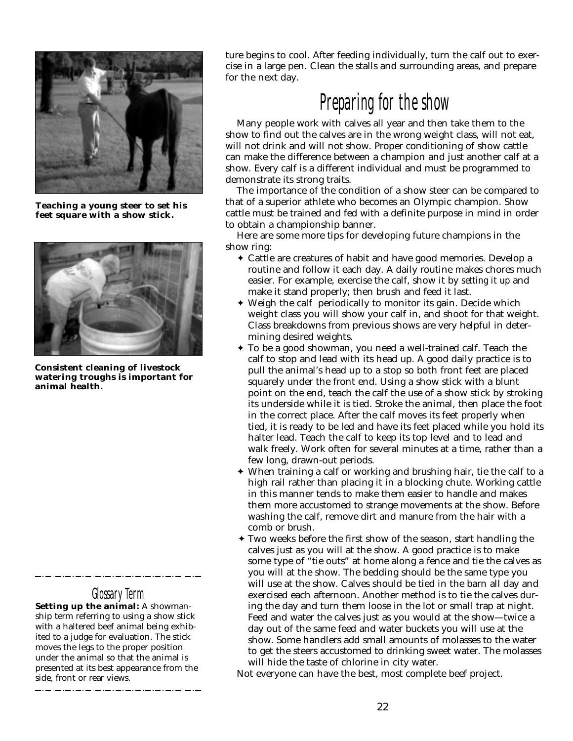ture begins to cool. After feeding individually, turn the calf out to exercise in a large pen. Clean the stalls and surrounding areas, and prepare for the next day.

**Teaching a young steer to set his feet square with a show stick.**

**Consistent cleaning of livestock watering troughs is important for animal health.**

## Preparing for the show

Many people work with calves all year and then take them to the show to find out the calves are in the wrong weight class, will not eat, will not drink and will not show. Proper conditioning of show cattle can make the difference between a champion and just another calf at a show. Every calf is a different individual and must be programmed to demonstrate its strong traits.

The importance of the condition of a show steer can be compared to that of a superior athlete who becomes an Olympic champion. Show cattle must be trained and fed with a definite purpose in mind in order to obtain a championship banner.

Here are some more tips for developing future champions in the show ring:

- Cattle are creatures of habit and have good memories. Develop a routine and follow it each day. A daily routine makes chores much easier. For example, exercise the calf, show it by *setting it up* and make it stand properly; then brush and feed it last.
- Weigh the calf periodically to monitor its gain. Decide which weight class you will show your calf in, and shoot for that weight. Class breakdowns from previous shows are very helpful in determining desired weights.
- To be a good showman, you need a well-trained calf. Teach the calf to stop and lead with its head up. A good daily practice is to pull the animal's head up to a stop so both front feet are placed squarely under the front end. Using a show stick with a blunt point on the end, teach the calf the use of a show stick by stroking its underside while it is tied. Stroke the animal, then place the foot in the correct place. After the calf moves its feet properly when tied, it is ready to be led and have its feet placed while you hold its halter lead. Teach the calf to keep its top level and to lead and walk freely. Work often for several minutes at a time, rather than a few long, drawn-out periods.
- When training a calf or working and brushing hair, tie the calf to a high rail rather than placing it in a blocking chute. Working cattle in this manner tends to make them easier to handle and makes them more accustomed to strange movements at the show. Before washing the calf, remove dirt and manure from the hair with a comb or brush.
- Two weeks before the first show of the season, start handling the calves just as you will at the show. A good practice is to make some type of "tie outs" at home along a fence and tie the calves as you will at the show. The bedding should be the same type you will use at the show. Calves should be tied in the barn all day and exercised each afternoon. Another method is to tie the calves during the day and turn them loose in the lot or small trap at night. Feed and water the calves just as you would at the show—twice a day out of the same feed and water buckets you will use at the show. Some handlers add small amounts of molasses to the water to get the steers accustomed to drinking sweet water. The molasses will hide the taste of chlorine in city water.

Not everyone can have the best, most complete beef project.

### Glossary Term

**Setting up the animal:** A showmanship term referring to using a show stick with a haltered beef animal being exhibited to a judge for evaluation. The stick moves the legs to the proper position under the animal so that the animal is presented at its best appearance from the side, front or rear views.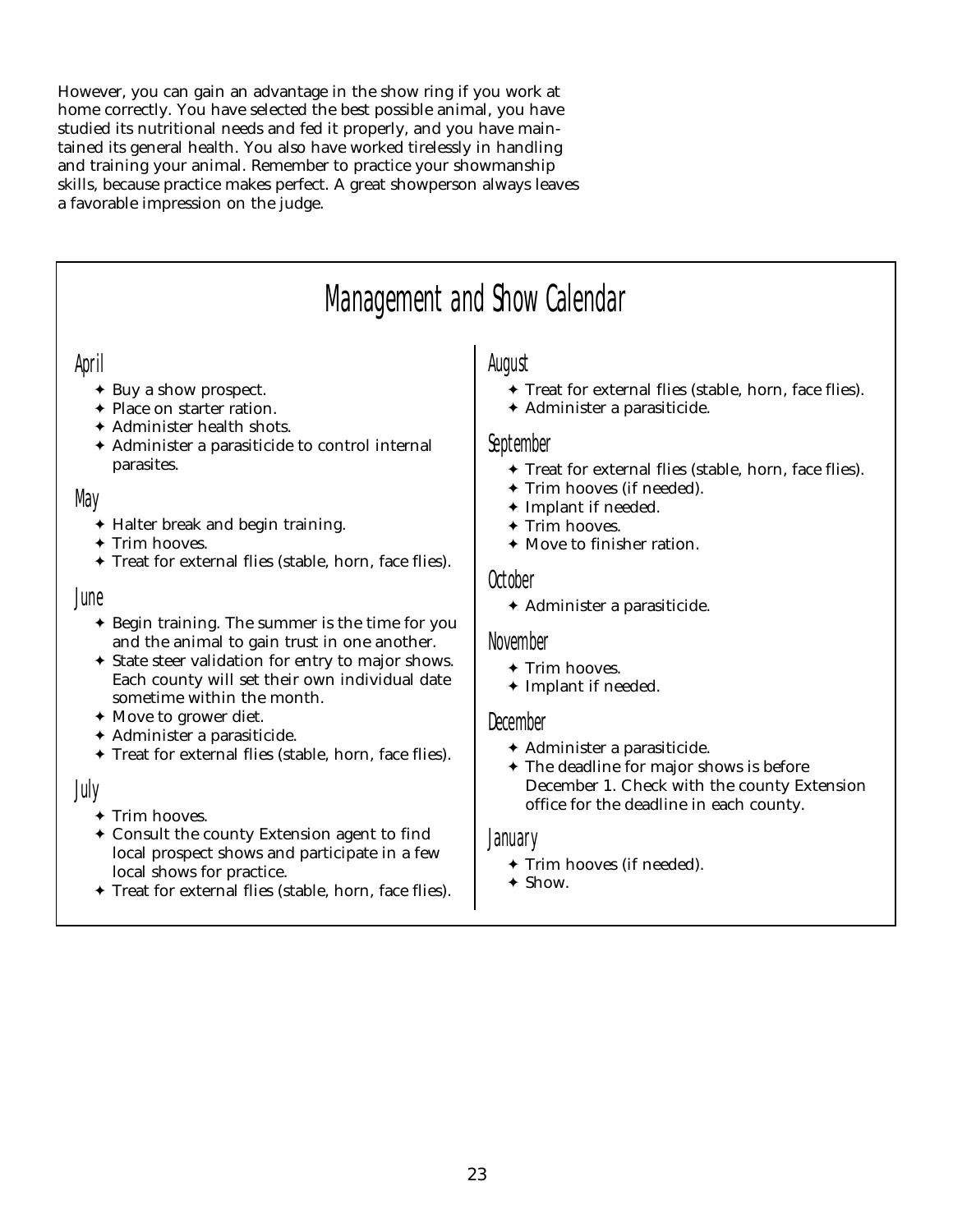However, you can gain an advantage in the show ring if you work at home correctly. You have selected the best possible animal, you have studied its nutritional needs and fed it properly, and you have maintained its general health. You also have worked tirelessly in handling and training your animal. Remember to practice your showmanship skills, because practice makes perfect. A great showperson always leaves a favorable impression on the judge.

## Management and Show Calendar

### April

- Buy a show prospect.
- Place on starter ration.
- Administer health shots.
- Administer a parasiticide to control internal parasites.

### May

- Halter break and begin training.
- Trim hooves.
- Treat for external flies (stable, horn, face flies).

### June

- Begin training. The summer is the time for you and the animal to gain trust in one another.
- State steer validation for entry to major shows. Each county will set their own individual date sometime within the month.
- Move to grower diet.
- Administer a parasiticide.
- Treat for external flies (stable, horn, face flies).

### July

- Trim hooves.
- Consult the county Extension agent to find local prospect shows and participate in a few local shows for practice.
- Treat for external flies (stable, horn, face flies).

### August

- Treat for external flies (stable, horn, face flies).
- Administer a parasiticide.

### September

- Treat for external flies (stable, horn, face flies).
- Trim hooves (if needed).
- Implant if needed.
- Trim hooves.
- Move to finisher ration.

### October

- Administer a parasiticide.

### November

- Trim hooves.
- Implant if needed.

### December

- Administer a parasiticide.
- The deadline for major shows is before December 1. Check with the county Extension office for the deadline in each county.

### January

- Trim hooves (if needed).
- Show.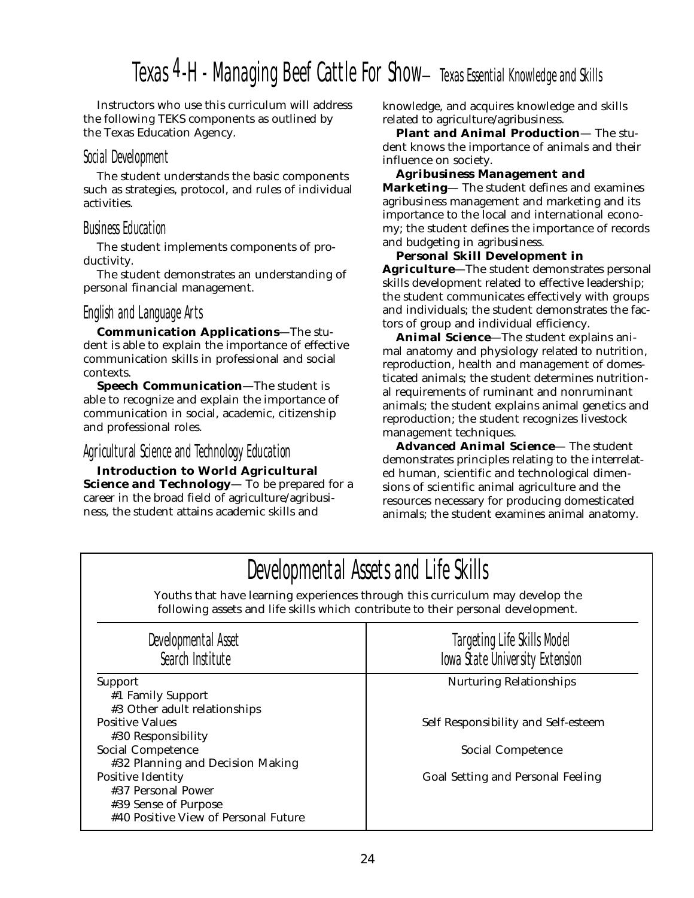# Texas 4-H - Managing Beef Cattle For Show— Texas Essential Knowledge and Skills

Instructors who use this curriculum will address the following TEKS components as outlined by the Texas Education Agency.

## Social Development

The student understands the basic components such as strategies, protocol, and rules of individual activities.

## Business Education

The student implements components of productivity.

The student demonstrates an understanding of personal financial management.

## English and Language Arts

**Communication Applications**—The student is able to explain the importance of effective communication skills in professional and social contexts.

**Speech Communication**—The student is able to recognize and explain the importance of communication in social, academic, citizenship and professional roles.

## Agricultural Science and Technology Education

**Introduction to World Agricultural Science and Technology**— To be prepared for a career in the broad field of agriculture/agribusiness, the student attains academic skills and knowledge, and acquires knowledge and skills related to agriculture/agribusiness.

**Plant and Animal Production**— The student knows the importance of animals and their influence on society.

**Agribusiness Management and Marketing**— The student defines and examines agribusiness management and marketing and its importance to the local and international economy; the student defines the importance of records and budgeting in agribusiness.

**Personal Skill Development in Agriculture**—The student demonstrates personal skills development related to effective leadership; the student communicates effectively with groups and individuals; the student demonstrates the factors of group and individual efficiency.

**Animal Science**—The student explains animal anatomy and physiology related to nutrition, reproduction, health and management of domesticated animals; the student determines nutritional requirements of ruminant and nonruminant animals; the student explains animal genetics and reproduction; the student recognizes livestock management techniques.

**Advanced Animal Science**— The student demonstrates principles relating to the interrelated human, scientific and technological dimensions of scientific animal agriculture and the resources necessary for producing domesticated animals; the student examines animal anatomy.

## Developmental Assets and Life Skills

Youths that have learning experiences through this curriculum may develop the following assets and life skills which contribute to their personal development.

| Developmental Asset<br>Search Institute | Targeting Life Skills Model<br>Iowa State University Extension |
|---|---|
| Support<br>#1 Family Support<br>#3 Other adult relationships | Nurturing Relationships |
| Positive Values<br>#30 Responsibility | Self Responsibility and Self-esteem |
| Social Competence<br>#32 Planning and Decision Making | Social Competence |
| Positive Identity<br>#37 Personal Power<br>#39 Sense of Purpose<br>#40 Positive View of Personal Future | Goal Setting and Personal Feeling |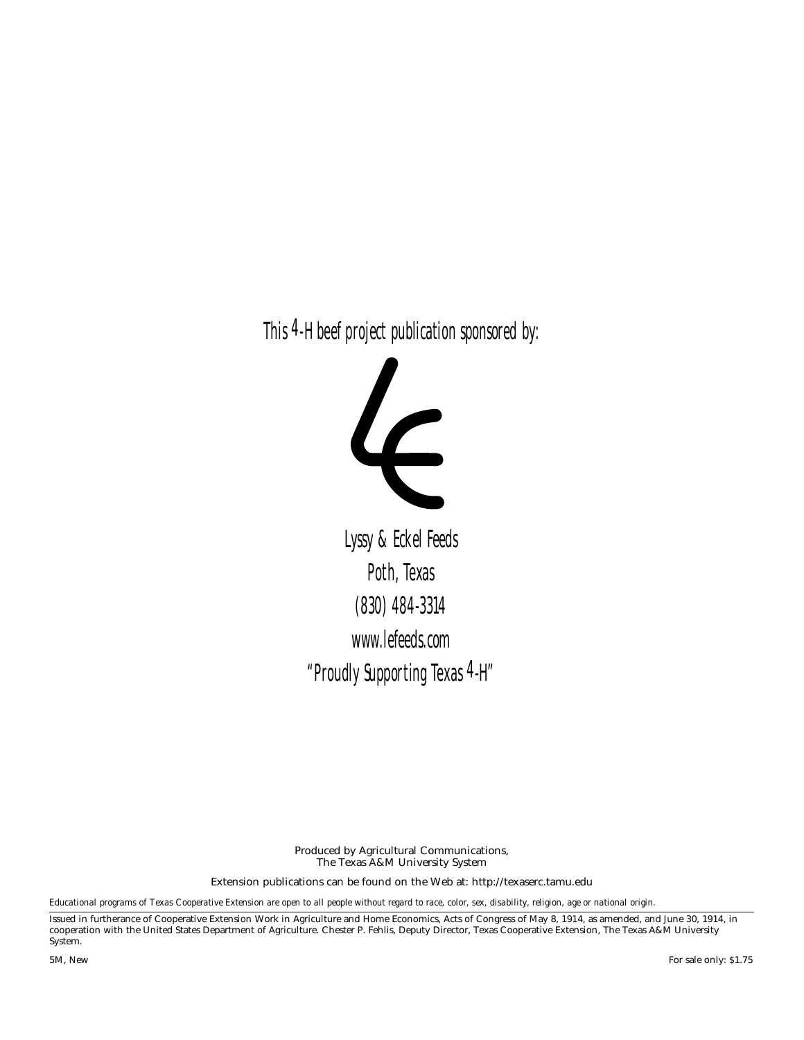This 4-H beef project publication sponsored by:

Lyssy & Eckel Feeds

Poth, Texas

(830) 484-3314

www.lefeeds.com

"Proudly Supporting Texas 4-H"

Produced by Agricultural Communications,
The Texas A&M University System

Extension publications can be found on the Web at: http://texaserc.tamu.edu

*Educational programs of Texas Cooperative Extension are open to all people without regard to race, color, sex, disability, religion, age or national origin.*

---

Issued in furtherance of Cooperative Extension Work in Agriculture and Home Economics, Acts of Congress of May 8, 1914, as amended, and June 30, 1914, in cooperation with the United States Department of Agriculture. Chester P. Fehlis, Deputy Director, Texas Cooperative Extension, The Texas A&M University System.

5M, New

For sale only: $1.75